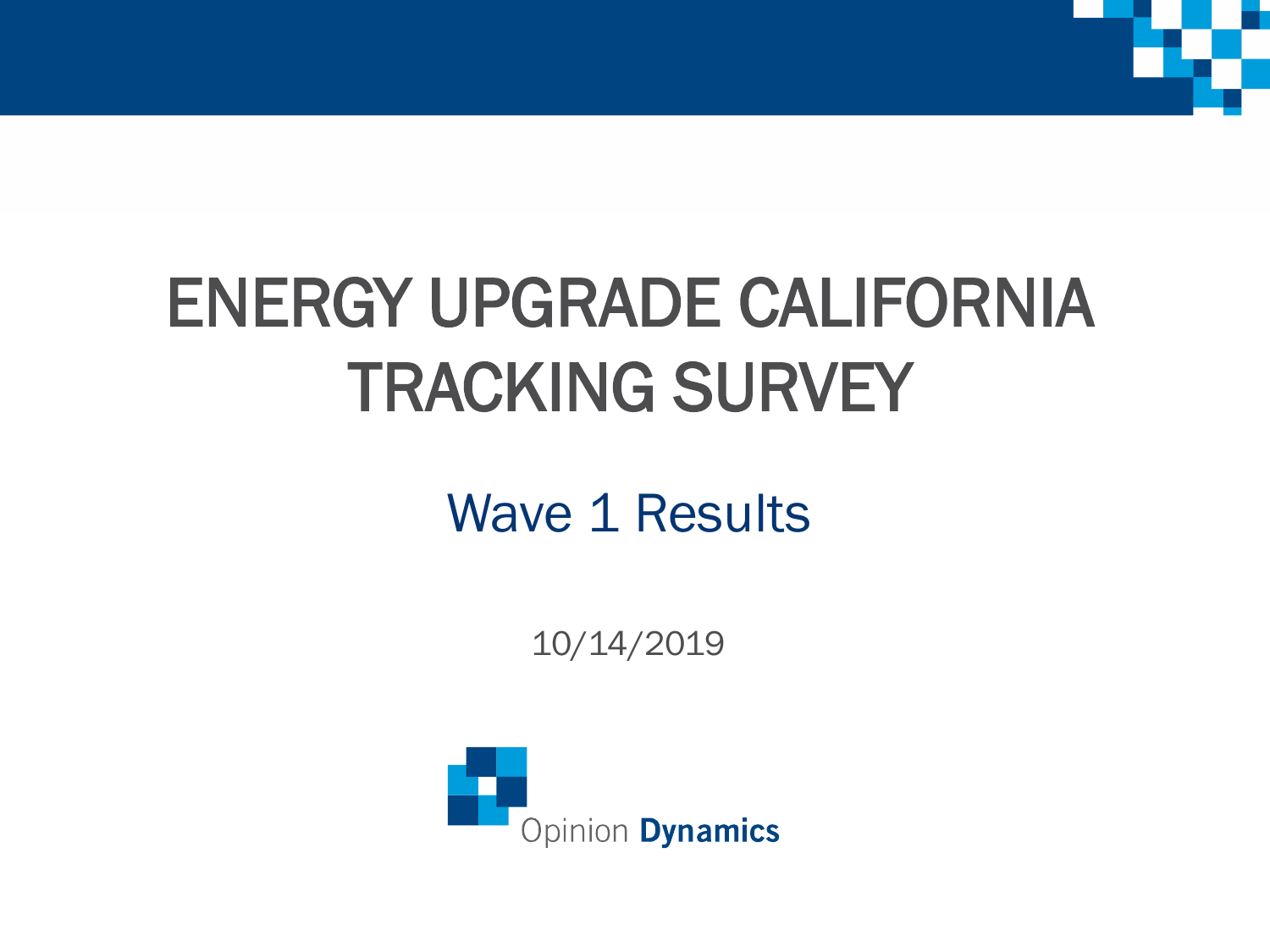# ENERGY UPGRADE CALIFORNIA TRACKING SURVEY

## Wave 1 Results

10/14/2019

Opinion Dynamics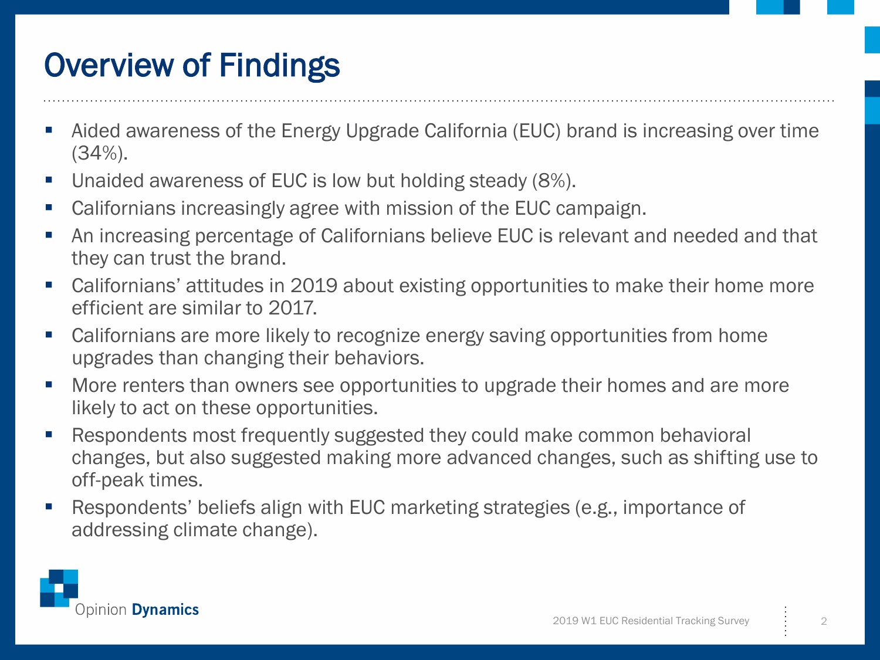# Overview of Findings

- Aided awareness of the Energy Upgrade California (EUC) brand is increasing over time (34%).
- Unaided awareness of EUC is low but holding steady (8%).
- Californians increasingly agree with mission of the EUC campaign.
- An increasing percentage of Californians believe EUC is relevant and needed and that they can trust the brand.
- Californians' attitudes in 2019 about existing opportunities to make their home more efficient are similar to 2017.
- Californians are more likely to recognize energy saving opportunities from home upgrades than changing their behaviors.
- More renters than owners see opportunities to upgrade their homes and are more likely to act on these opportunities.
- Respondents most frequently suggested they could make common behavioral changes, but also suggested making more advanced changes, such as shifting use to off-peak times.
- Respondents' beliefs align with EUC marketing strategies (e.g., importance of addressing climate change).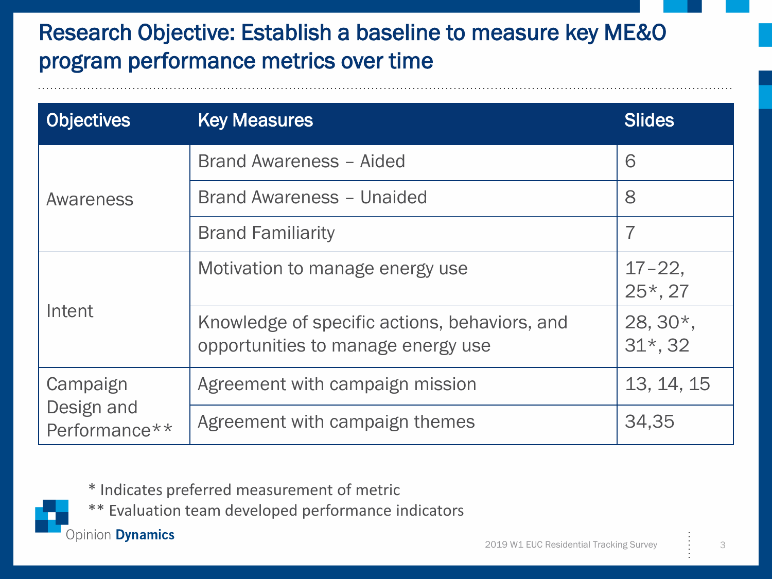# Research Objective: Establish a baseline to measure key ME&O program performance metrics over time

| Objectives | Key Measures | Slides |
|---|---|---|
| Awareness | Brand Awareness – Aided | 6 |
| | Brand Awareness – Unaided | 8 |
| | Brand Familiarity | 7 |
| Intent | Motivation to manage energy use | 17–22, 25*, 27 |
| | Knowledge of specific actions, behaviors, and opportunities to manage energy use | 28, 30*, 31*, 32 |
| Campaign Design and Performance** | Agreement with campaign mission | 13, 14, 15 |
| | Agreement with campaign themes | 34,35 |

* Indicates preferred measurement of metric

** Evaluation team developed performance indicators

Opinion **Dynamics**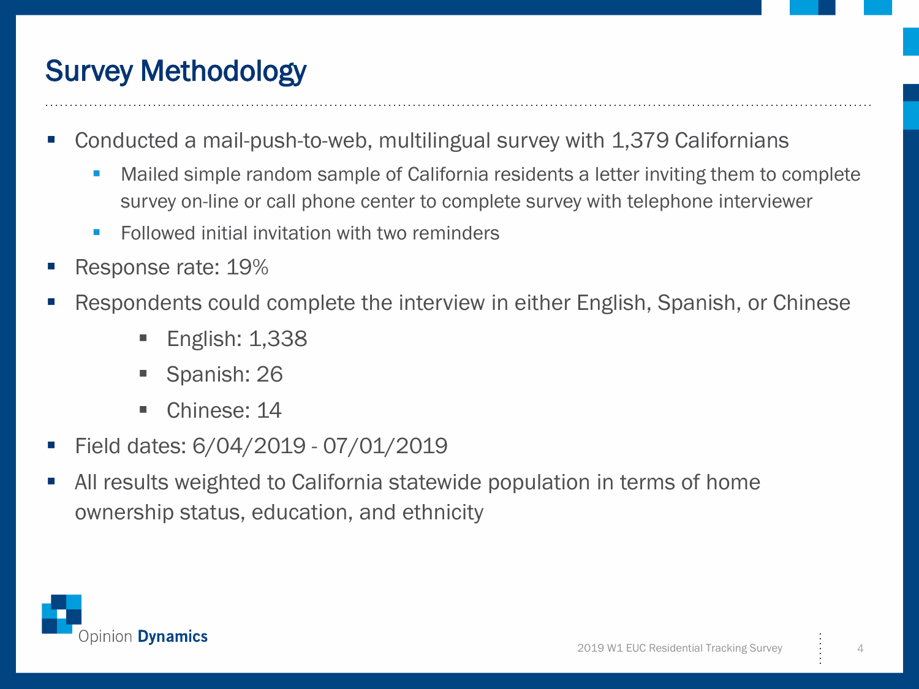# Survey Methodology

- Conducted a mail-push-to-web, multilingual survey with 1,379 Californians
  - Mailed simple random sample of California residents a letter inviting them to complete survey on-line or call phone center to complete survey with telephone interviewer
  - Followed initial invitation with two reminders
- Response rate: 19%
- Respondents could complete the interview in either English, Spanish, or Chinese
  - English: 1,338
  - Spanish: 26
  - Chinese: 14
- Field dates: 6/04/2019 - 07/01/2019
- All results weighted to California statewide population in terms of home ownership status, education, and ethnicity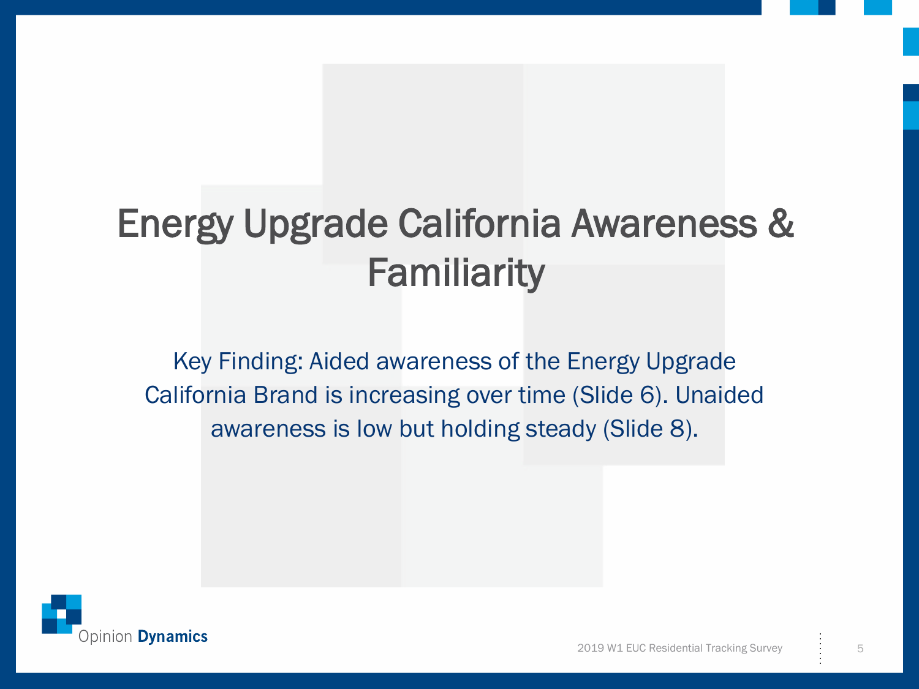# Energy Upgrade California Awareness & Familiarity

Key Finding: Aided awareness of the Energy Upgrade California Brand is increasing over time (Slide 6). Unaided awareness is low but holding steady (Slide 8).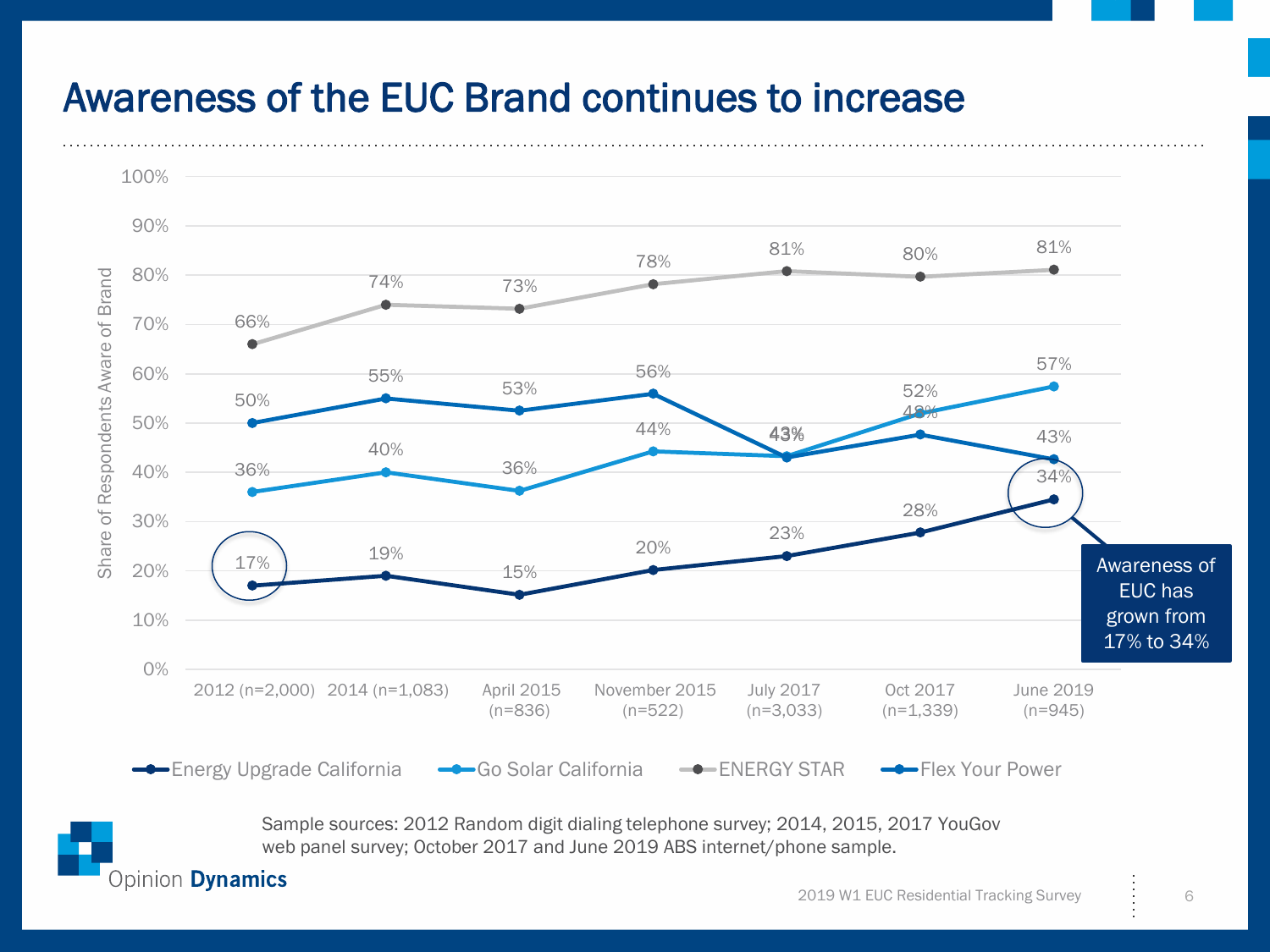# Awareness of the EUC Brand continues to increase

| | 2012 (n=2,000) | 2014 (n=1,083) | April 2015 (n=836) | November 2015 (n=522) | July 2017 (n=3,033) | Oct 2017 (n=1,339) | June 2019 (n=945) |
|---|---|---|---|---|---|---|---|
| Energy Upgrade California | 17% | 19% | 15% | 20% | 23% | 28% | 34% |
| Go Solar California | 36% | 40% | 36% | 44% | 43% | 52% | 57% |
| ENERGY STAR | 66% | 74% | 73% | 78% | 81% | 80% | 81% |
| Flex Your Power | 50% | 55% | 53% | 56% | 43% | 48% | 43% |

Share of Respondents Aware of Brand

Awareness of EUC has grown from 17% to 34%

Sample sources: 2012 Random digit dialing telephone survey; 2014, 2015, 2017 YouGov web panel survey; October 2017 and June 2019 ABS internet/phone sample.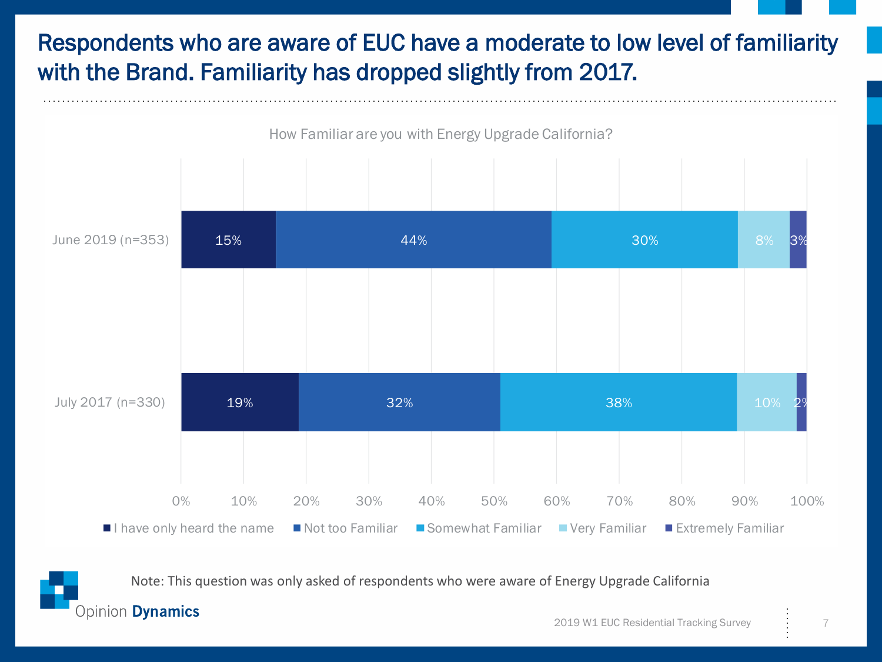# Respondents who are aware of EUC have a moderate to low level of familiarity with the Brand. Familiarity has dropped slightly from 2017.

**How Familiar are you with Energy Upgrade California?**

| | I have only heard the name | Not too Familiar | Somewhat Familiar | Very Familiar | Extremely Familiar |
|---|---|---|---|---|---|
| June 2019 (n=353) | 15% | 44% | 30% | 8% | 3% |
| July 2017 (n=330) | 19% | 32% | 38% | 10% | 2% |

Note: This question was only asked of respondents who were aware of Energy Upgrade California

Opinion Dynamics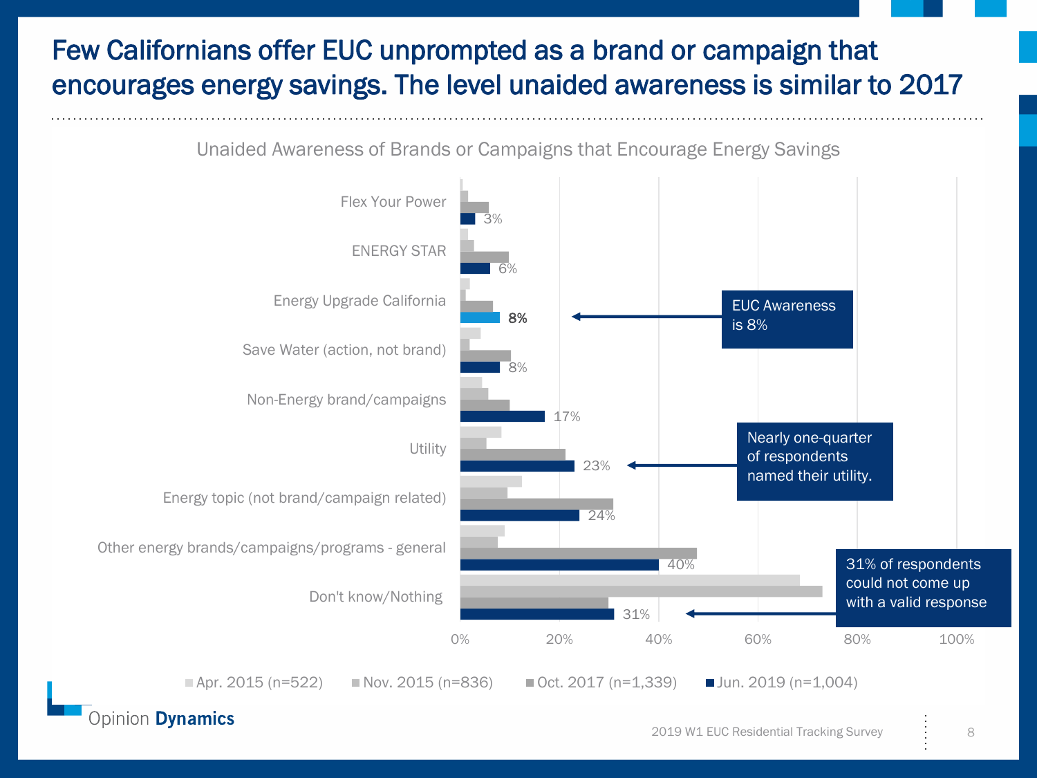# Few Californians offer EUC unprompted as a brand or campaign that encourages energy savings. The level unaided awareness is similar to 2017

**Unaided Awareness of Brands or Campaigns that Encourage Energy Savings**

| Brand/Campaign | Jun. 2019 (n=1,004) |
|---|---|
| Flex Your Power | 3% |
| ENERGY STAR | 6% |
| Energy Upgrade California | **8%** |
| Save Water (action, not brand) | 8% |
| Non-Energy brand/campaigns | 17% |
| Utility | 23% |
| Energy topic (not brand/campaign related) | 24% |
| Other energy brands/campaigns/programs - general | 40% |
| Don't know/Nothing | 31% |

Legend: Apr. 2015 (n=522), Nov. 2015 (n=836), Oct. 2017 (n=1,339), Jun. 2019 (n=1,004)

- EUC Awareness is 8%
- Nearly one-quarter of respondents named their utility.
- 31% of respondents could not come up with a valid response

2019 W1 EUC Residential Tracking Survey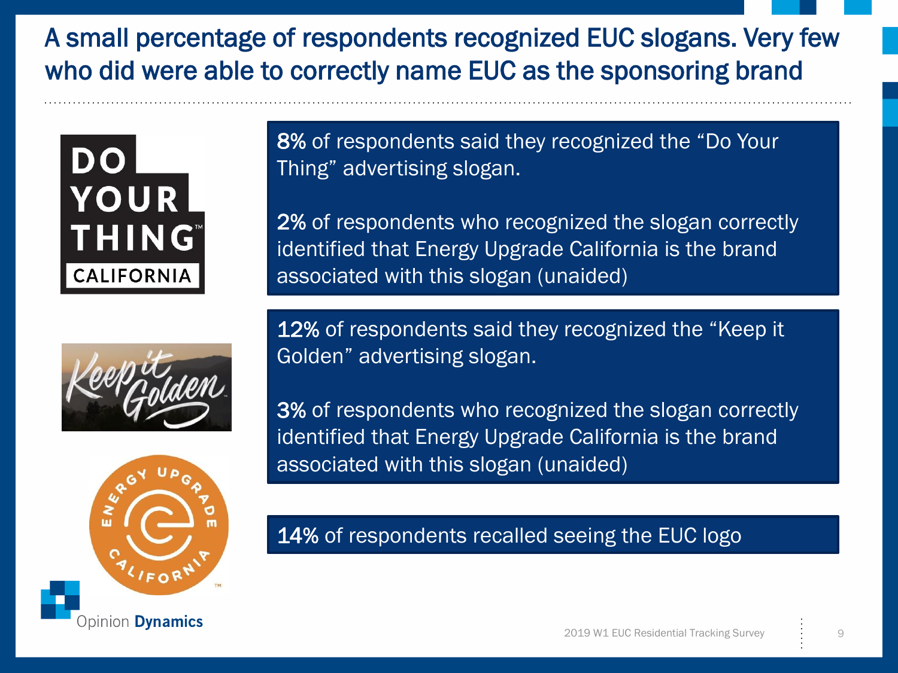# A small percentage of respondents recognized EUC slogans. Very few who did were able to correctly name EUC as the sponsoring brand

**8%** of respondents said they recognized the "Do Your Thing" advertising slogan.

**2%** of respondents who recognized the slogan correctly identified that Energy Upgrade California is the brand associated with this slogan (unaided)

**12%** of respondents said they recognized the "Keep it Golden" advertising slogan.

**3%** of respondents who recognized the slogan correctly identified that Energy Upgrade California is the brand associated with this slogan (unaided)

**14%** of respondents recalled seeing the EUC logo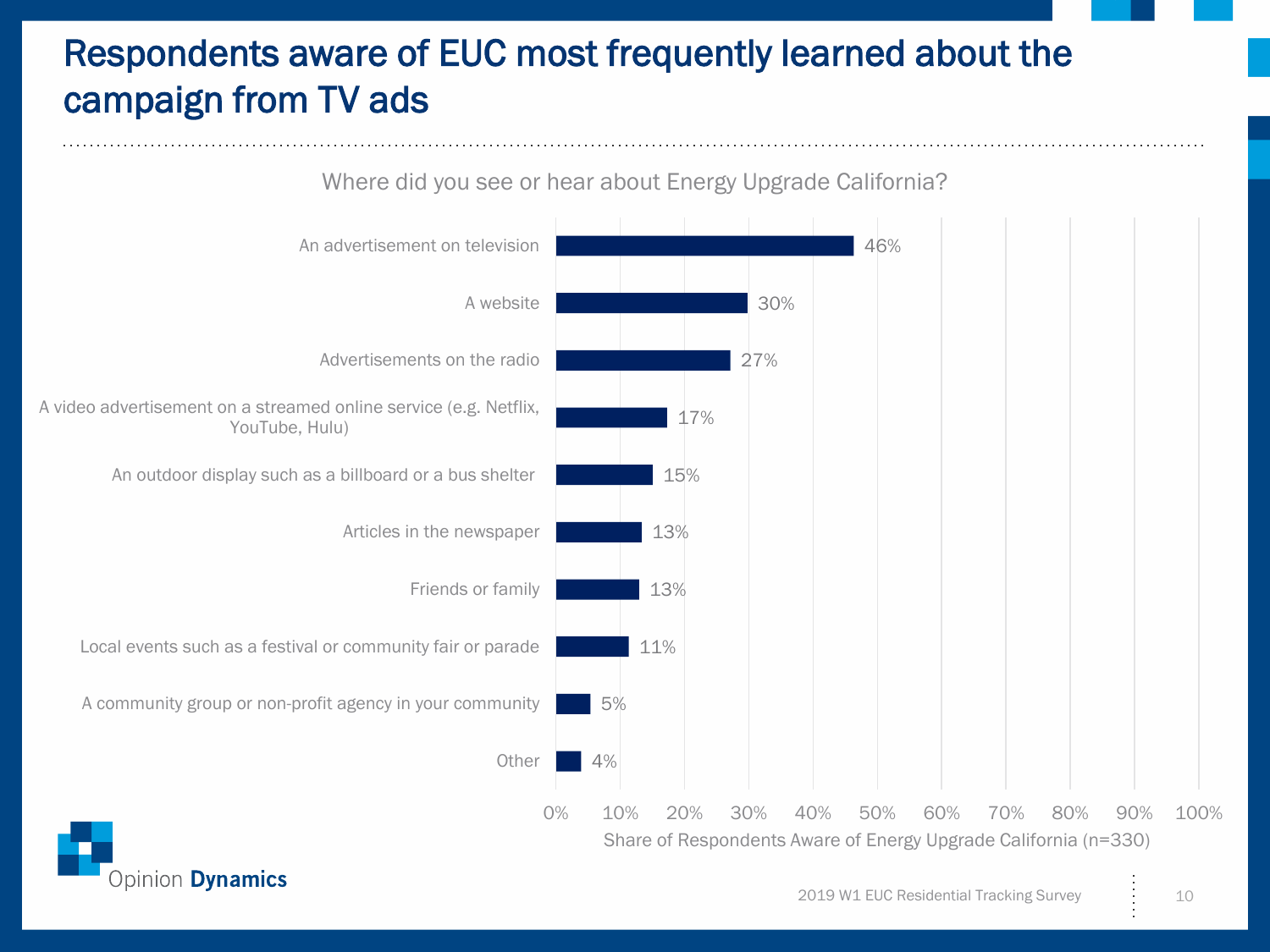# Respondents aware of EUC most frequently learned about the campaign from TV ads

Where did you see or hear about Energy Upgrade California?

| Source | Share of Respondents Aware of Energy Upgrade California (n=330) |
|---|---|
| An advertisement on television | 46% |
| A website | 30% |
| Advertisements on the radio | 27% |
| A video advertisement on a streamed online service (e.g. Netflix, YouTube, Hulu) | 17% |
| An outdoor display such as a billboard or a bus shelter | 15% |
| Articles in the newspaper | 13% |
| Friends or family | 13% |
| Local events such as a festival or community fair or parade | 11% |
| A community group or non-profit agency in your community | 5% |
| Other | 4% |

2019 W1 EUC Residential Tracking Survey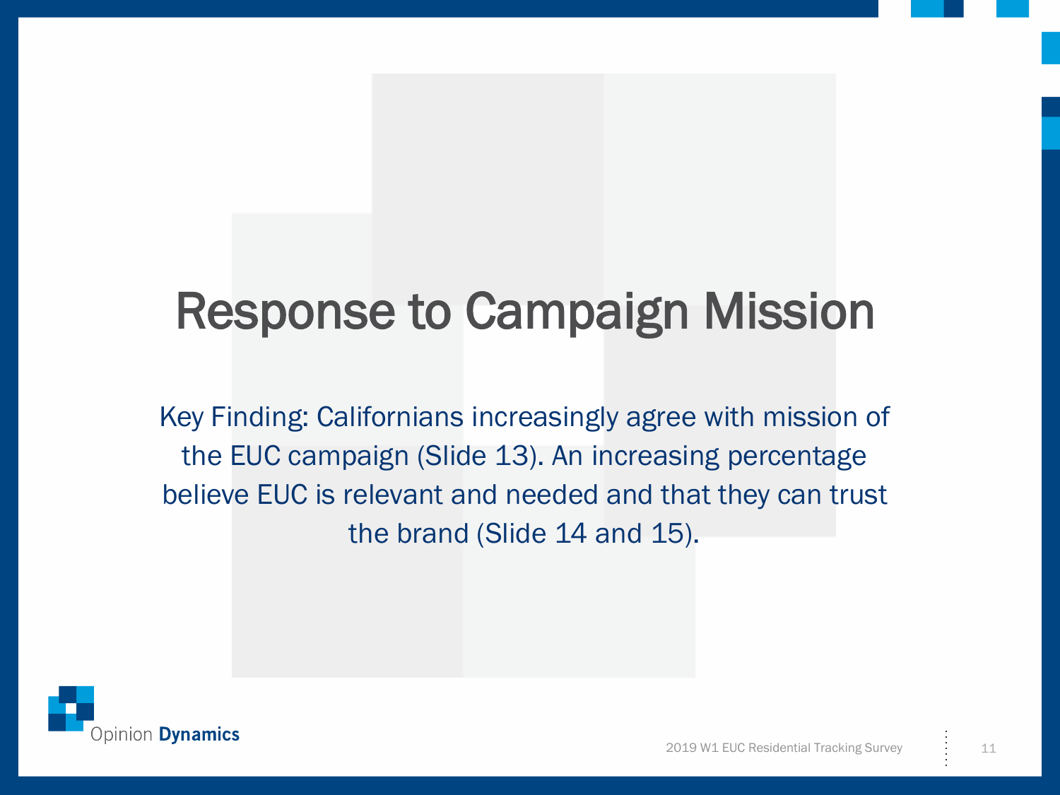# Response to Campaign Mission

Key Finding: Californians increasingly agree with mission of the EUC campaign (Slide 13). An increasing percentage believe EUC is relevant and needed and that they can trust the brand (Slide 14 and 15).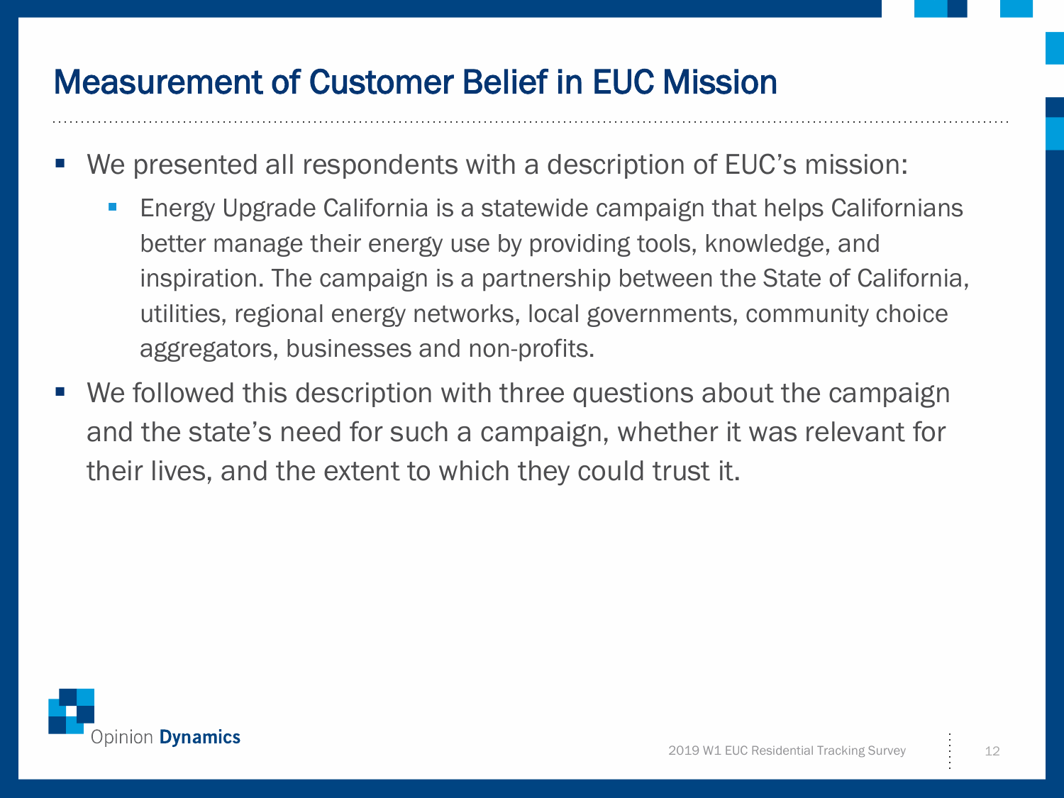# Measurement of Customer Belief in EUC Mission

- We presented all respondents with a description of EUC's mission:
  - Energy Upgrade California is a statewide campaign that helps Californians better manage their energy use by providing tools, knowledge, and inspiration. The campaign is a partnership between the State of California, utilities, regional energy networks, local governments, community choice aggregators, businesses and non-profits.
- We followed this description with three questions about the campaign and the state's need for such a campaign, whether it was relevant for their lives, and the extent to which they could trust it.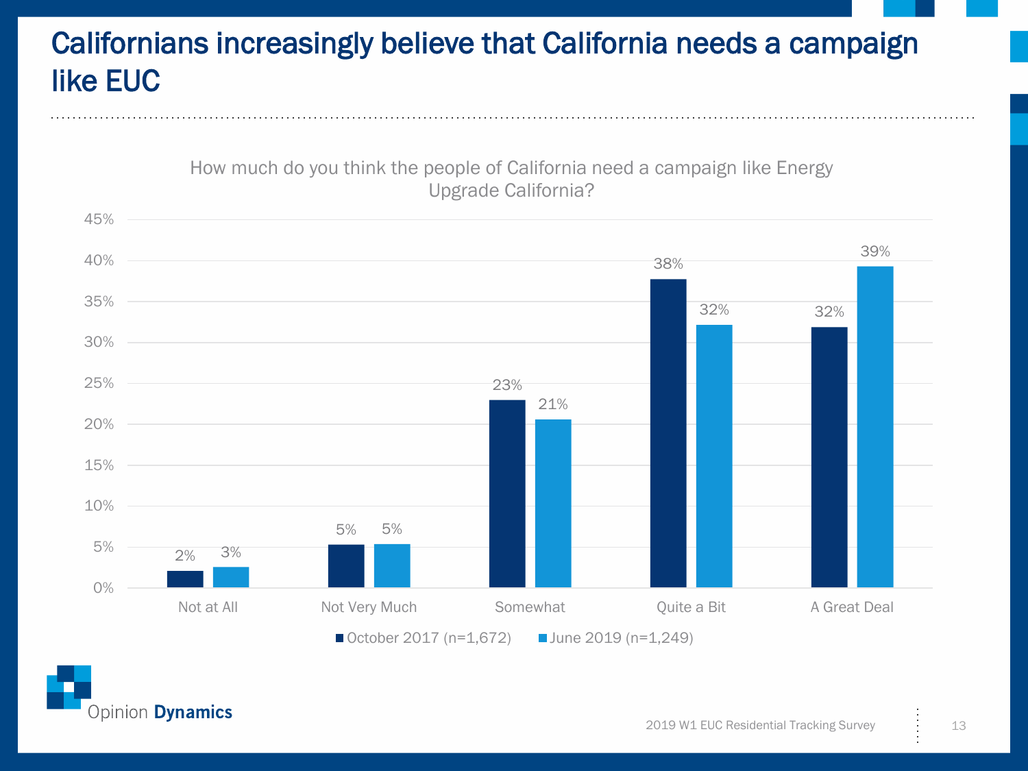# Californians increasingly believe that California needs a campaign like EUC

How much do you think the people of California need a campaign like Energy Upgrade California?

| | October 2017 (n=1,672) | June 2019 (n=1,249) |
|---|---|---|
| Not at All | 2% | 3% |
| Not Very Much | 5% | 5% |
| Somewhat | 23% | 21% |
| Quite a Bit | 38% | 32% |
| A Great Deal | 32% | 39% |

2019 W1 EUC Residential Tracking Survey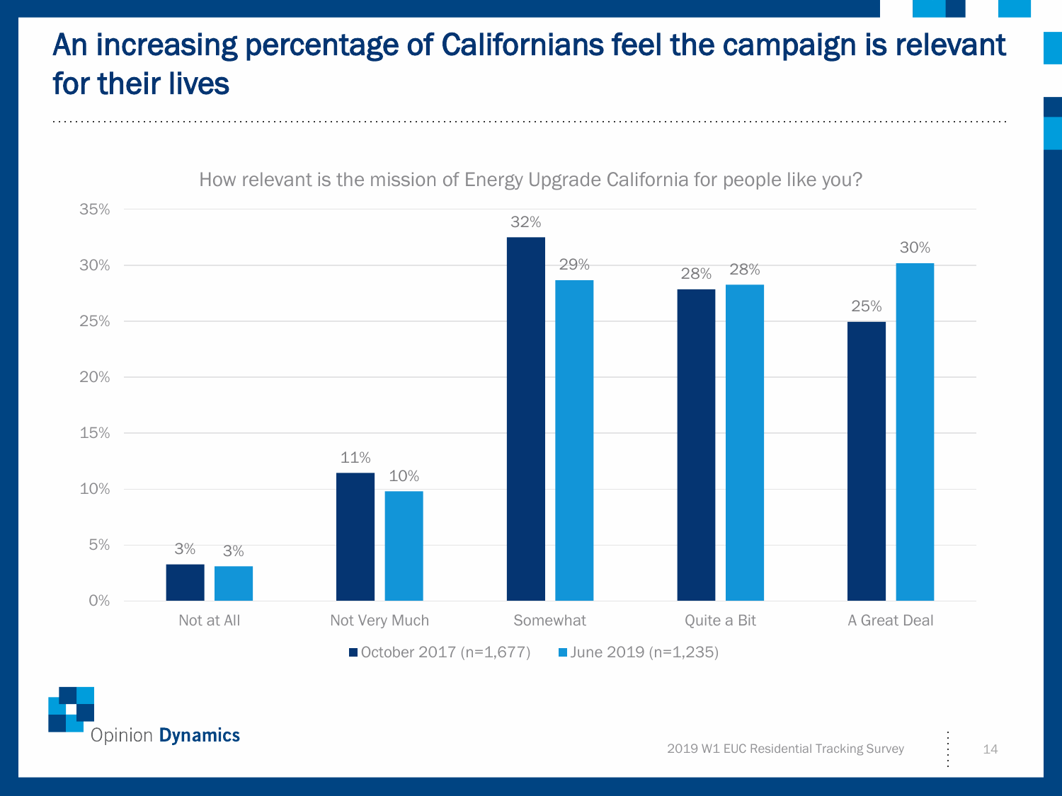# An increasing percentage of Californians feel the campaign is relevant for their lives

How relevant is the mission of Energy Upgrade California for people like you?

| | October 2017 (n=1,677) | June 2019 (n=1,235) |
|---|---|---|
| Not at All | 3% | 3% |
| Not Very Much | 11% | 10% |
| Somewhat | 32% | 29% |
| Quite a Bit | 28% | 28% |
| A Great Deal | 25% | 30% |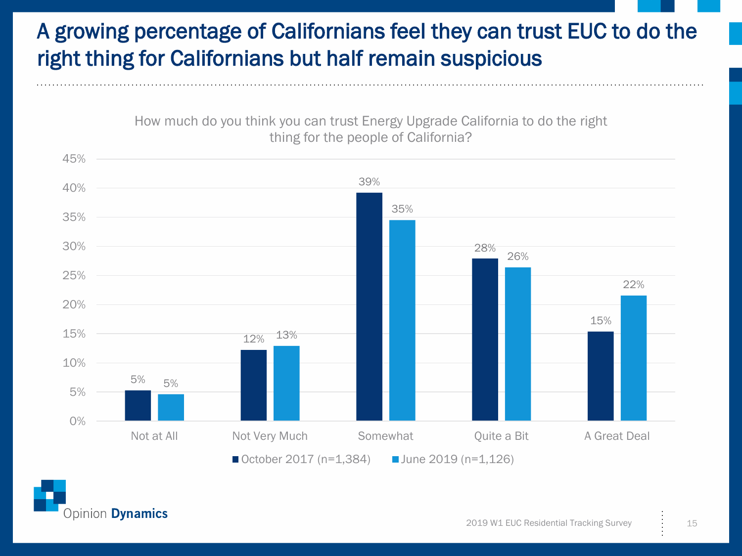# A growing percentage of Californians feel they can trust EUC to do the right thing for Californians but half remain suspicious

How much do you think you can trust Energy Upgrade California to do the right thing for the people of California?

| | October 2017 (n=1,384) | June 2019 (n=1,126) |
| --- | --- | --- |
| Not at All | 5% | 5% |
| Not Very Much | 12% | 13% |
| Somewhat | 39% | 35% |
| Quite a Bit | 28% | 26% |
| A Great Deal | 15% | 22% |

Opinion Dynamics

2019 W1 EUC Residential Tracking Survey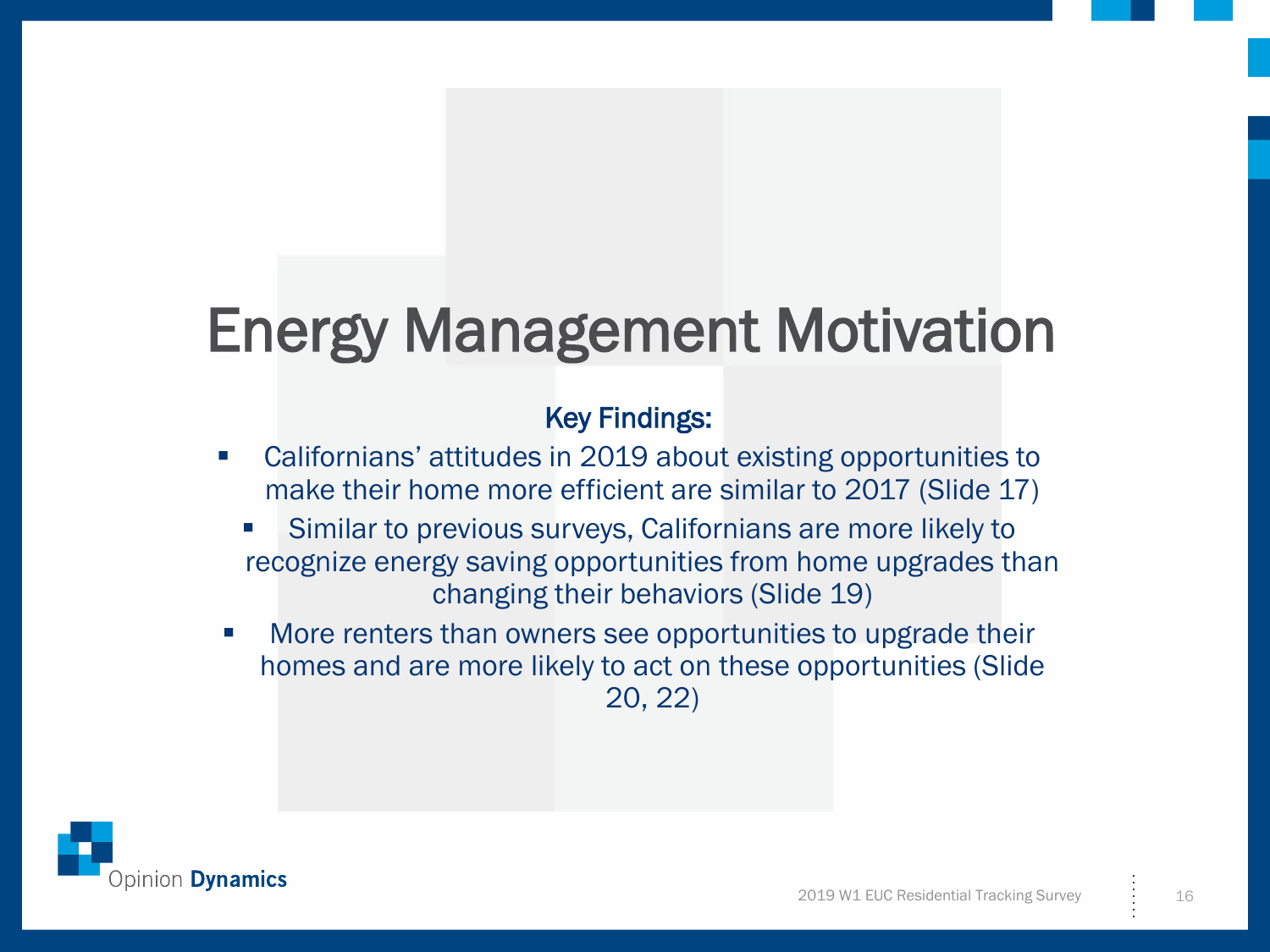# Energy Management Motivation

**Key Findings:**

- Californians' attitudes in 2019 about existing opportunities to make their home more efficient are similar to 2017 (Slide 17)
  - Similar to previous surveys, Californians are more likely to recognize energy saving opportunities from home upgrades than changing their behaviors (Slide 19)
- More renters than owners see opportunities to upgrade their homes and are more likely to act on these opportunities (Slide 20, 22)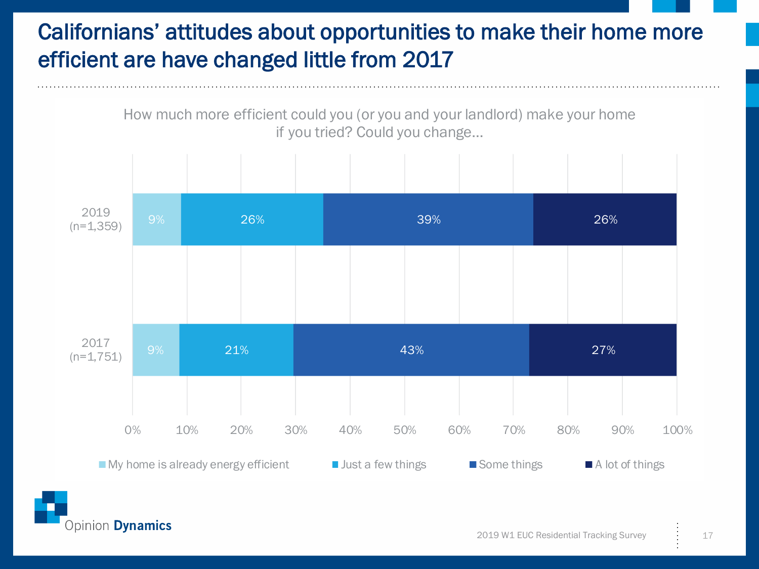# Californians' attitudes about opportunities to make their home more efficient are have changed little from 2017

How much more efficient could you (or you and your landlord) make your home if you tried? Could you change...

| | My home is already energy efficient | Just a few things | Some things | A lot of things |
|---|---|---|---|---|
| 2019 (n=1,359) | 9% | 26% | 39% | 26% |
| 2017 (n=1,751) | 9% | 21% | 43% | 27% |

2019 W1 EUC Residential Tracking Survey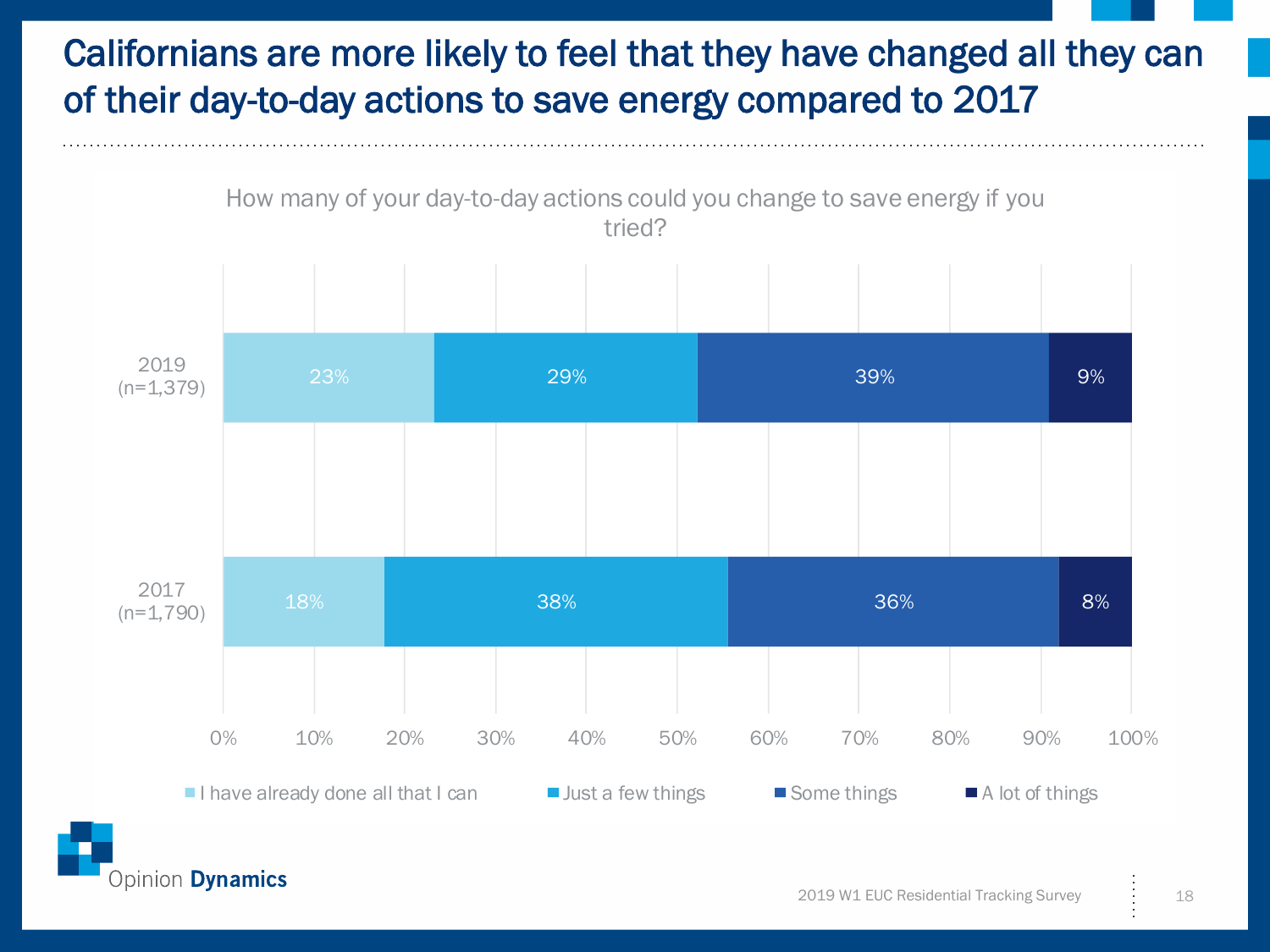# Californians are more likely to feel that they have changed all they can of their day-to-day actions to save energy compared to 2017

How many of your day-to-day actions could you change to save energy if you tried?

| | I have already done all that I can | Just a few things | Some things | A lot of things |
|---|---|---|---|---|
| 2019 (n=1,379) | 23% | 29% | 39% | 9% |
| 2017 (n=1,790) | 18% | 38% | 36% | 8% |

2019 W1 EUC Residential Tracking Survey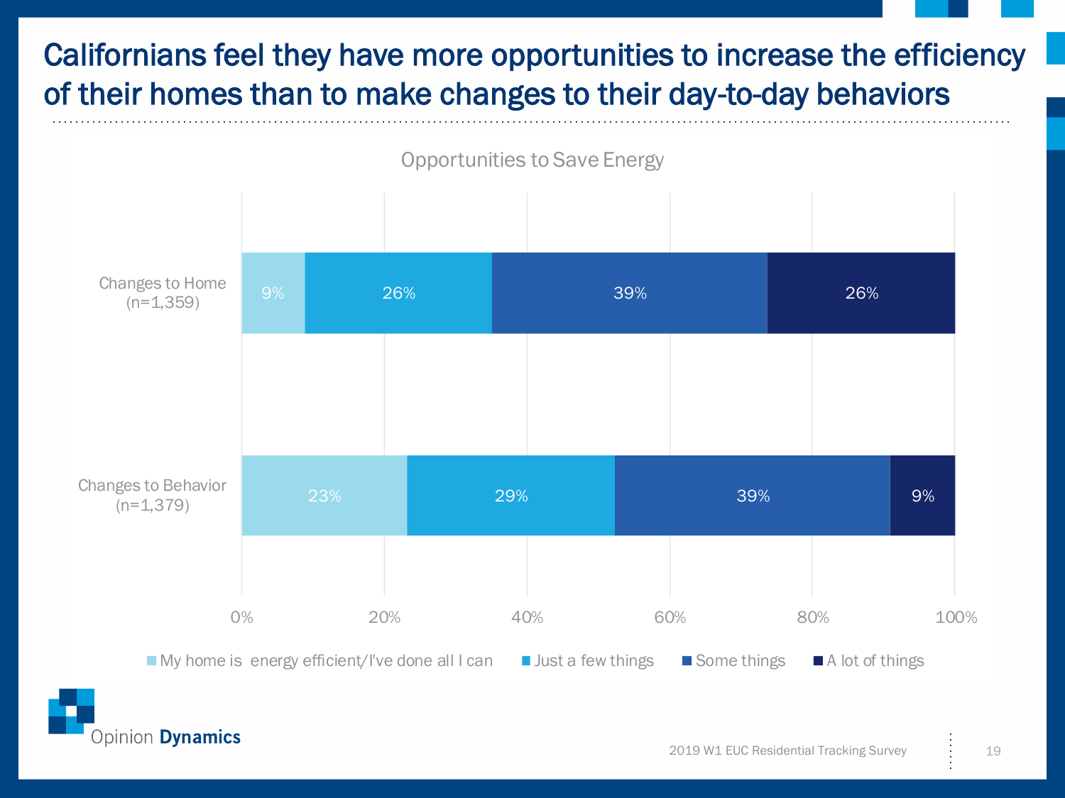# Californians feel they have more opportunities to increase the efficiency of their homes than to make changes to their day-to-day behaviors

**Opportunities to Save Energy**

| | My home is energy efficient/I've done all I can | Just a few things | Some things | A lot of things |
|---|---|---|---|---|
| Changes to Home (n=1,359) | 9% | 26% | 39% | 26% |
| Changes to Behavior (n=1,379) | 23% | 29% | 39% | 9% |

2019 W1 EUC Residential Tracking Survey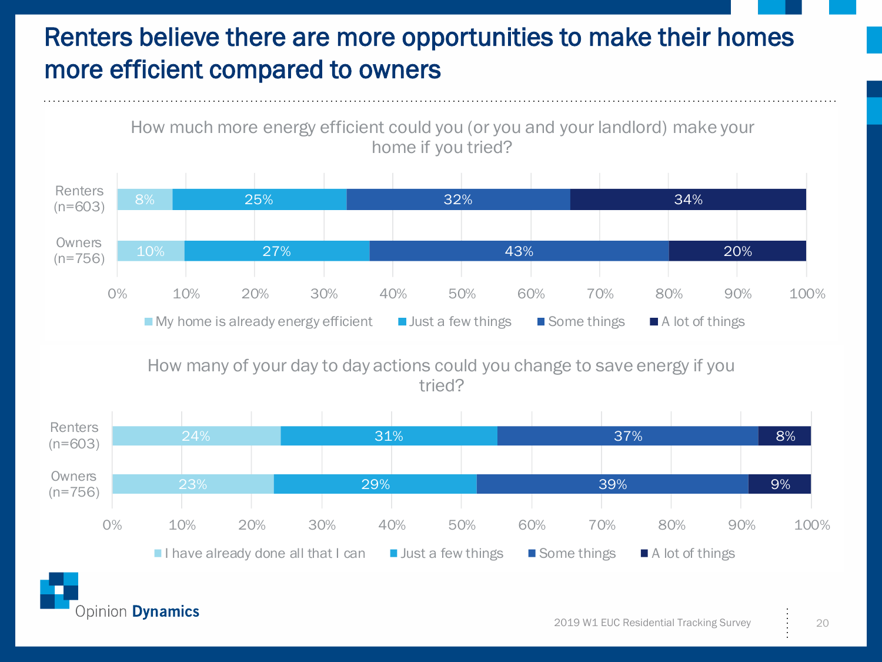# Renters believe there are more opportunities to make their homes more efficient compared to owners

**How much more energy efficient could you (or you and your landlord) make your home if you tried?**

| | My home is already energy efficient | Just a few things | Some things | A lot of things |
|---|---|---|---|---|
| Renters (n=603) | 8% | 25% | 32% | 34% |
| Owners (n=756) | 10% | 27% | 43% | 20% |

**How many of your day to day actions could you change to save energy if you tried?**

| | I have already done all that I can | Just a few things | Some things | A lot of things |
|---|---|---|---|---|
| Renters (n=603) | 24% | 31% | 37% | 8% |
| Owners (n=756) | 23% | 29% | 39% | 9% |

2019 W1 EUC Residential Tracking Survey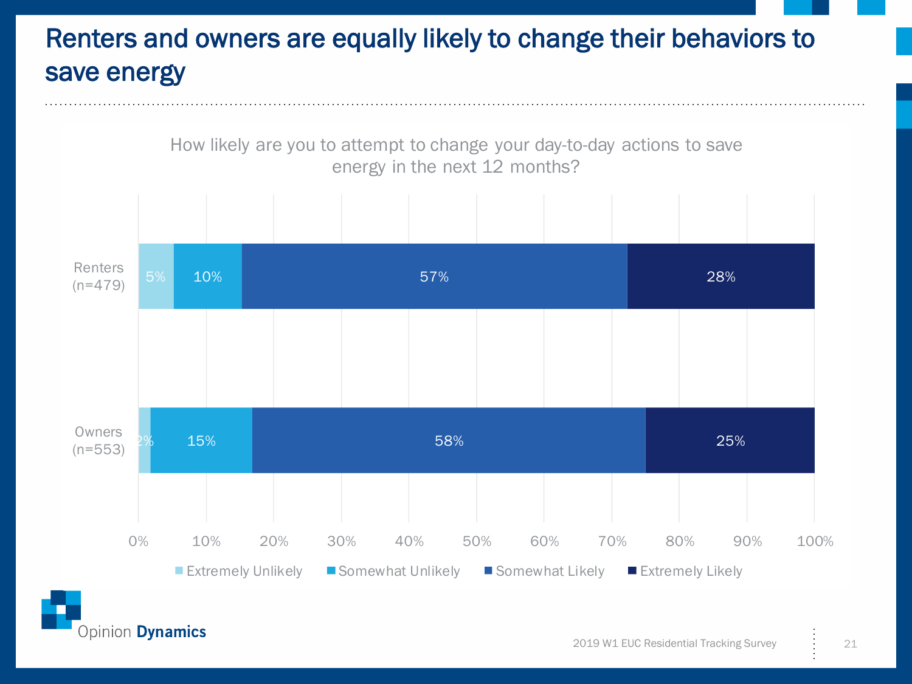# Renters and owners are equally likely to change their behaviors to save energy

How likely are you to attempt to change your day-to-day actions to save energy in the next 12 months?

| | Extremely Unlikely | Somewhat Unlikely | Somewhat Likely | Extremely Likely |
|---|---|---|---|---|
| Renters (n=479) | 5% | 10% | 57% | 28% |
| Owners (n=553) | 2% | 15% | 58% | 25% |

2019 W1 EUC Residential Tracking Survey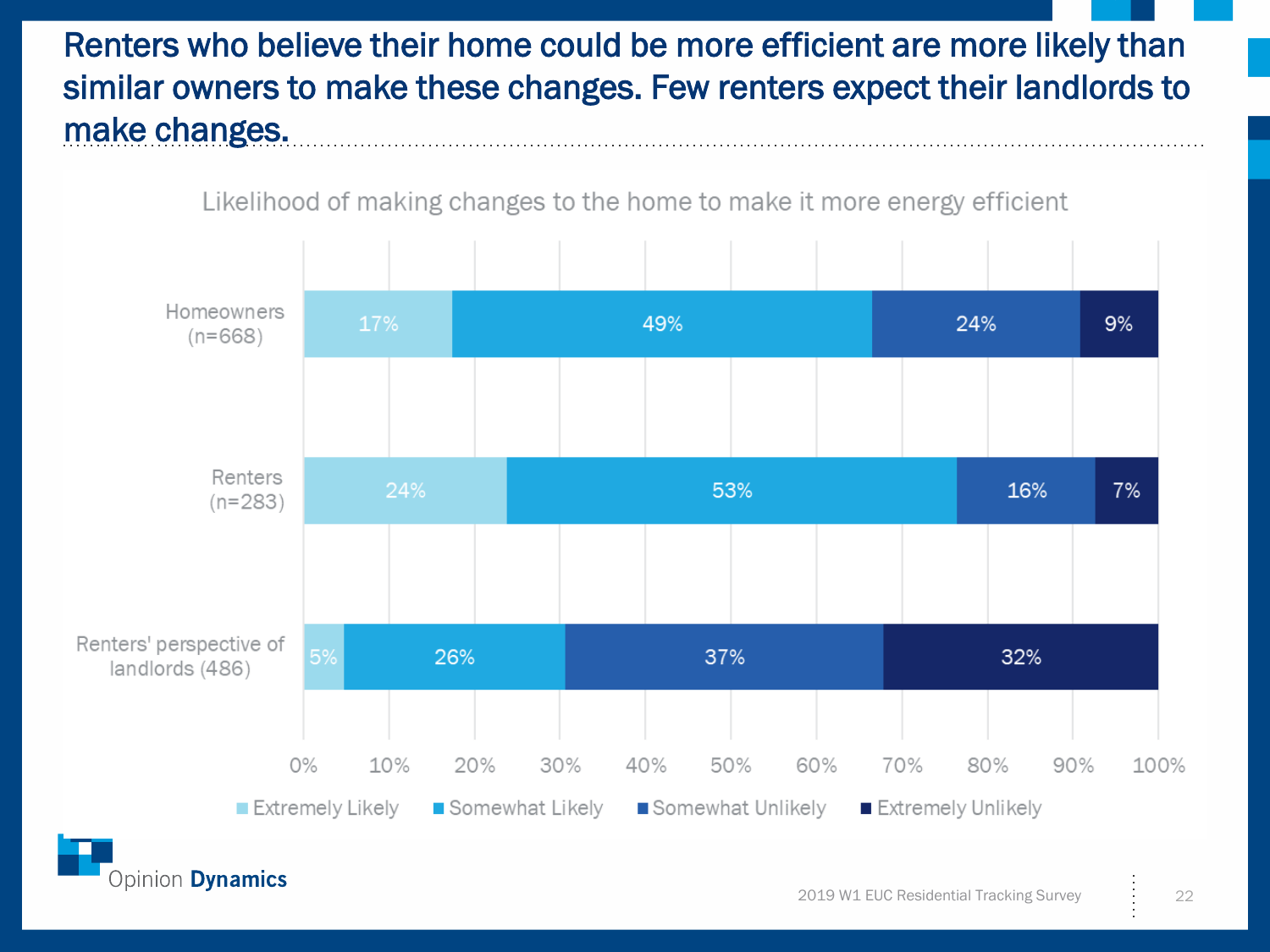# Renters who believe their home could be more efficient are more likely than similar owners to make these changes. Few renters expect their landlords to make changes.

**Likelihood of making changes to the home to make it more energy efficient**

| | Extremely Likely | Somewhat Likely | Somewhat Unlikely | Extremely Unlikely |
|---|---|---|---|---|
| Homeowners (n=668) | 17% | 49% | 24% | 9% |
| Renters (n=283) | 24% | 53% | 16% | 7% |
| Renters' perspective of landlords (486) | 5% | 26% | 37% | 32% |

2019 W1 EUC Residential Tracking Survey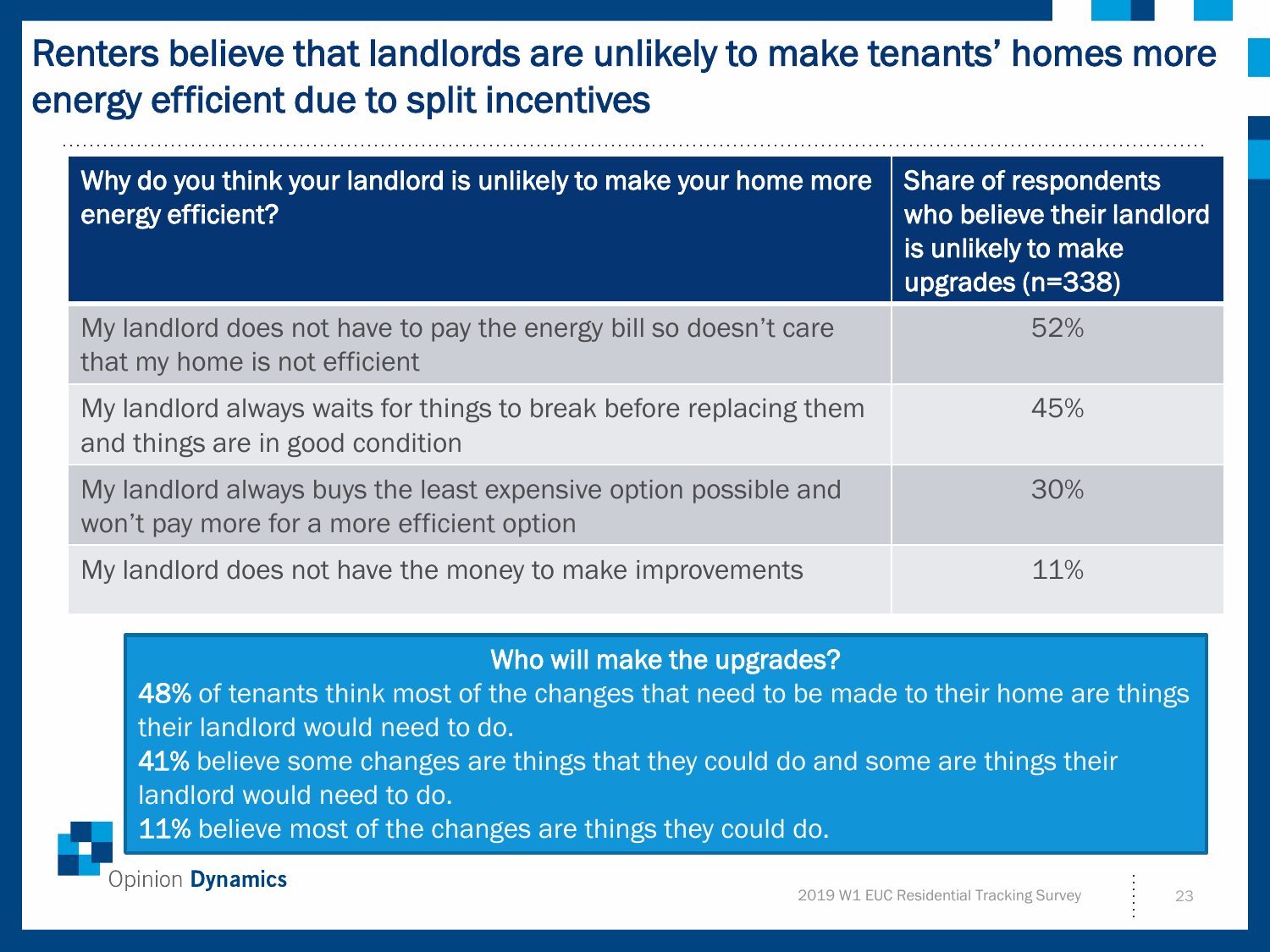# Renters believe that landlords are unlikely to make tenants' homes more energy efficient due to split incentives

| Why do you think your landlord is unlikely to make your home more energy efficient? | Share of respondents who believe their landlord is unlikely to make upgrades (n=338) |
|---|---|
| My landlord does not have to pay the energy bill so doesn't care that my home is not efficient | 52% |
| My landlord always waits for things to break before replacing them and things are in good condition | 45% |
| My landlord always buys the least expensive option possible and won't pay more for a more efficient option | 30% |
| My landlord does not have the money to make improvements | 11% |

**Who will make the upgrades?**

**48%** of tenants think most of the changes that need to be made to their home are things their landlord would need to do.

**41%** believe some changes are things that they could do and some are things their landlord would need to do.

**11%** believe most of the changes are things they could do.

2019 W1 EUC Residential Tracking Survey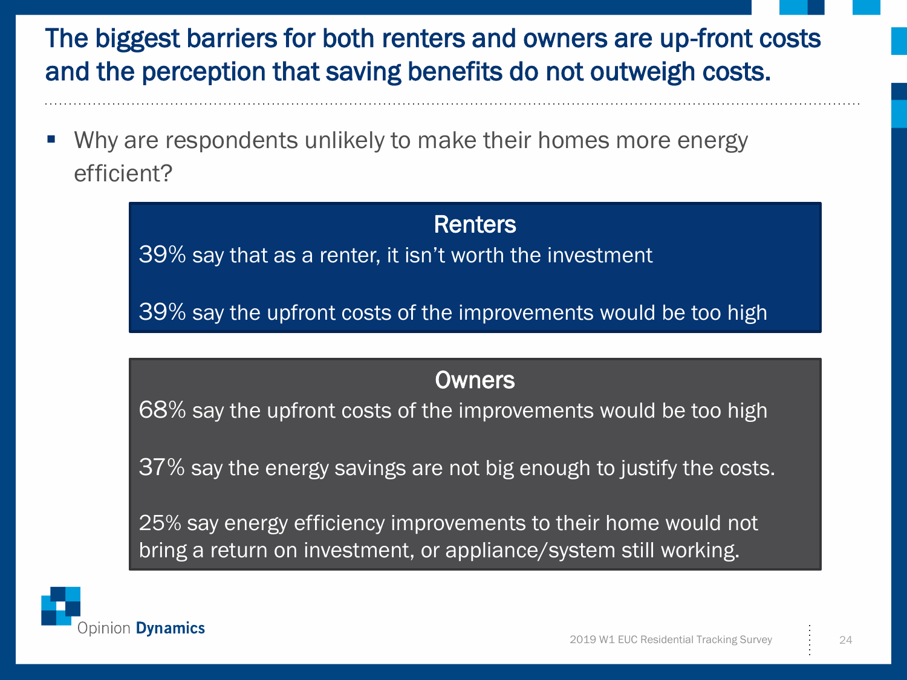# The biggest barriers for both renters and owners are up-front costs and the perception that saving benefits do not outweigh costs.

- Why are respondents unlikely to make their homes more energy efficient?

### Renters

39% say that as a renter, it isn't worth the investment

39% say the upfront costs of the improvements would be too high

### Owners

68% say the upfront costs of the improvements would be too high

37% say the energy savings are not big enough to justify the costs.

25% say energy efficiency improvements to their home would not bring a return on investment, or appliance/system still working.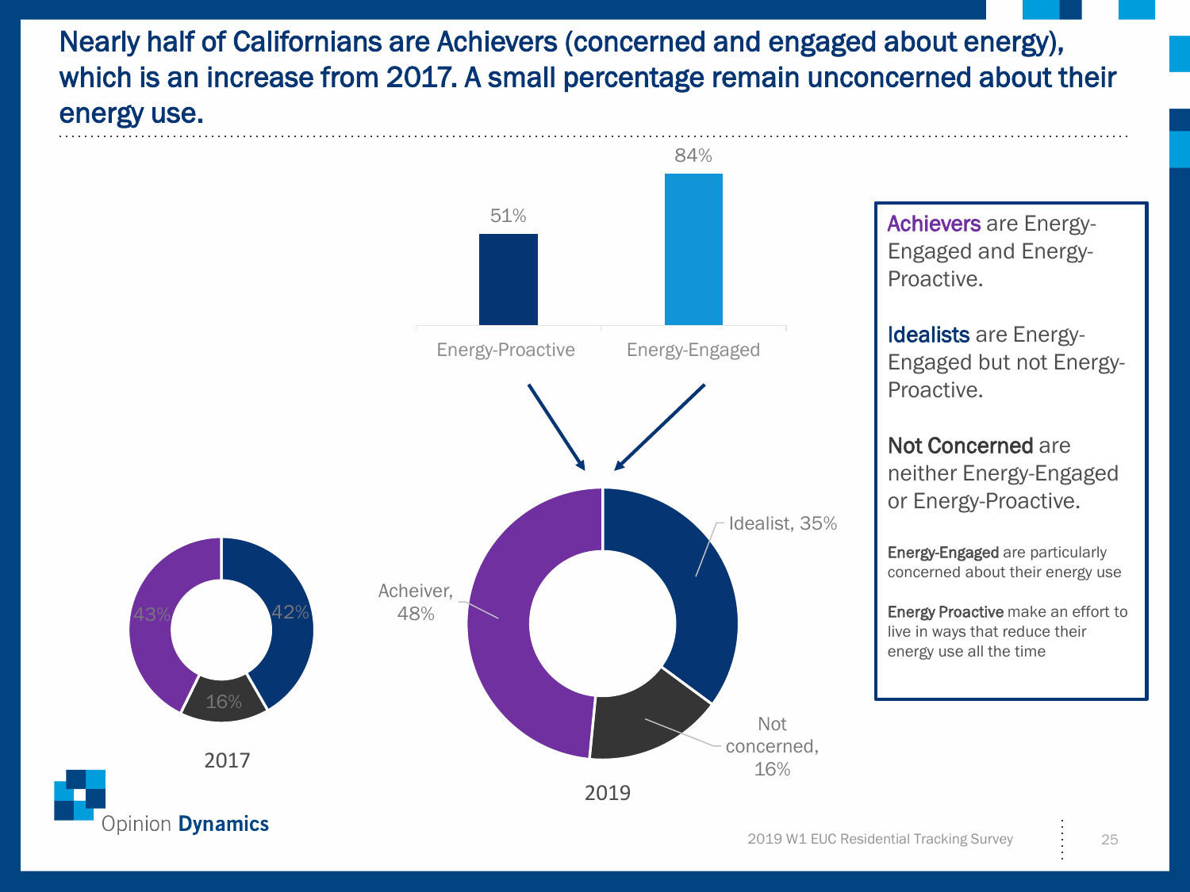# Nearly half of Californians are Achievers (concerned and engaged about energy), which is an increase from 2017. A small percentage remain unconcerned about their energy use.

| | Energy-Proactive | Energy-Engaged |
|---|---|---|
| % | 51% | 84% |

**2017**

- 43%
- 42%
- 16%

**2019**

- Acheiver, 48%
- Idealist, 35%
- Not concerned, 16%

Achievers are Energy-Engaged and Energy-Proactive.

Idealists are Energy-Engaged but not Energy-Proactive.

Not Concerned are neither Energy-Engaged or Energy-Proactive.

**Energy-Engaged** are particularly concerned about their energy use

**Energy Proactive** make an effort to live in ways that reduce their energy use all the time

Opinion **Dynamics**

2019 W1 EUC Residential Tracking Survey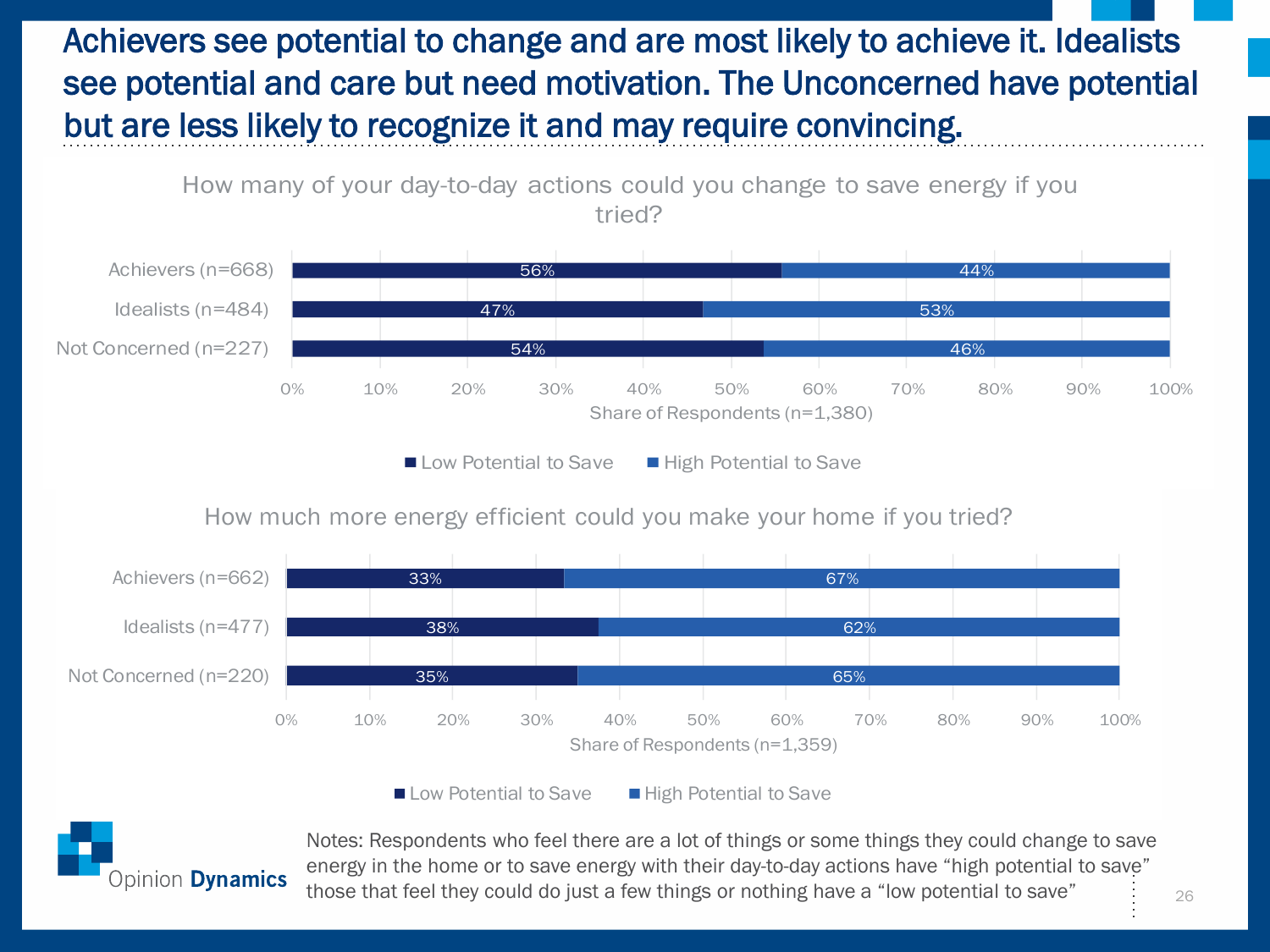# Achievers see potential to change and are most likely to achieve it. Idealists see potential and care but need motivation. The Unconcerned have potential but are less likely to recognize it and may require convincing.

**How many of your day-to-day actions could you change to save energy if you tried?**

| | Low Potential to Save | High Potential to Save |
|---|---|---|
| Achievers (n=668) | 56% | 44% |
| Idealists (n=484) | 47% | 53% |
| Not Concerned (n=227) | 54% | 46% |

Share of Respondents (n=1,380)

**How much more energy efficient could you make your home if you tried?**

| | Low Potential to Save | High Potential to Save |
|---|---|---|
| Achievers (n=662) | 33% | 67% |
| Idealists (n=477) | 38% | 62% |
| Not Concerned (n=220) | 35% | 65% |

Share of Respondents (n=1,359)

Notes: Respondents who feel there are a lot of things or some things they could change to save energy in the home or to save energy with their day-to-day actions have "high potential to save" those that feel they could do just a few things or nothing have a "low potential to save"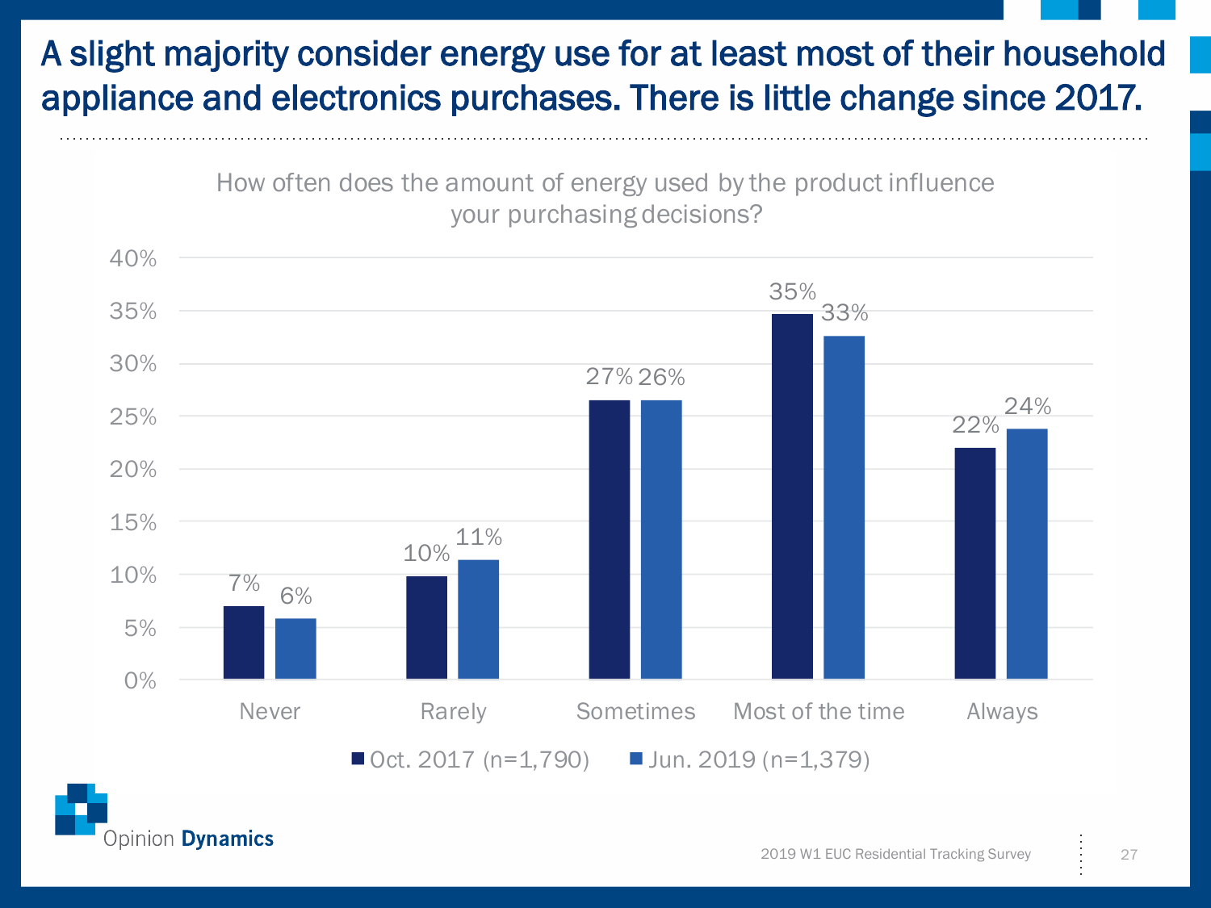# A slight majority consider energy use for at least most of their household appliance and electronics purchases. There is little change since 2017.

How often does the amount of energy used by the product influence your purchasing decisions?

| Response | Oct. 2017 (n=1,790) | Jun. 2019 (n=1,379) |
| --- | --- | --- |
| Never | 7% | 6% |
| Rarely | 10% | 11% |
| Sometimes | 27% | 26% |
| Most of the time | 35% | 33% |
| Always | 22% | 24% |

2019 W1 EUC Residential Tracking Survey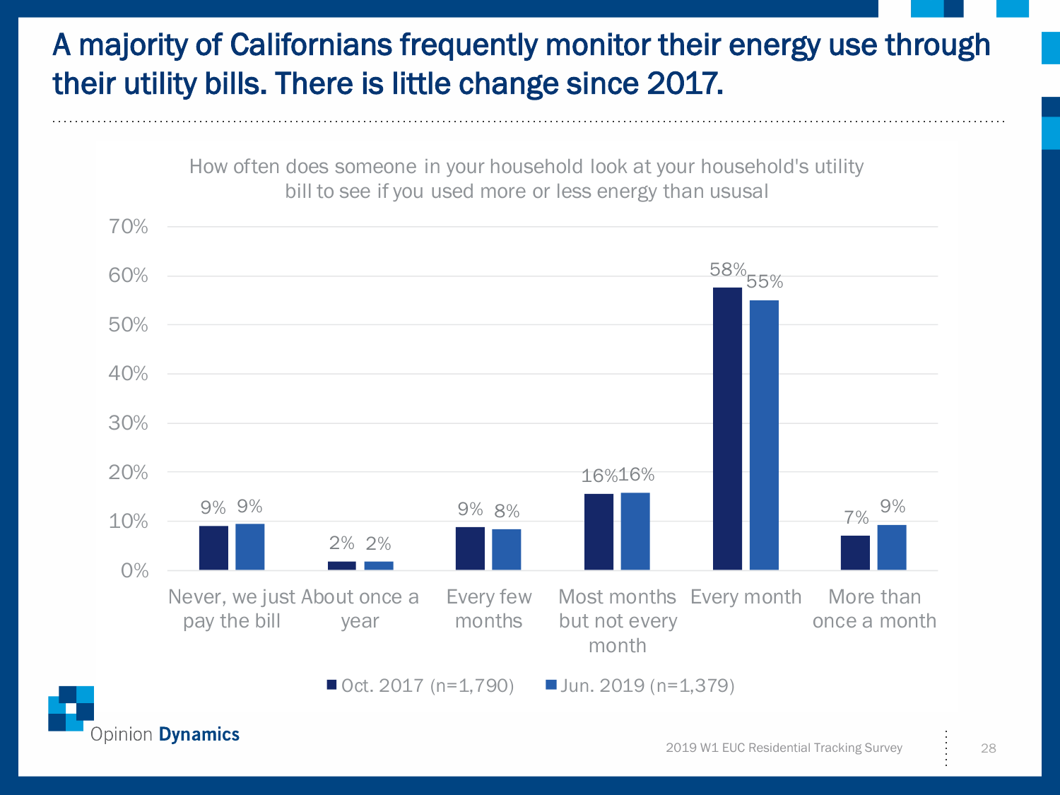# A majority of Californians frequently monitor their energy use through their utility bills. There is little change since 2017.

How often does someone in your household look at your household's utility bill to see if you used more or less energy than ususal

| | Oct. 2017 (n=1,790) | Jun. 2019 (n=1,379) |
|---|---|---|
| Never, we just pay the bill | 9% | 9% |
| About once a year | 2% | 2% |
| Every few months | 9% | 8% |
| Most months but not every month | 16% | 16% |
| Every month | 58% | 55% |
| More than once a month | 7% | 9% |

Opinion Dynamics

2019 W1 EUC Residential Tracking Survey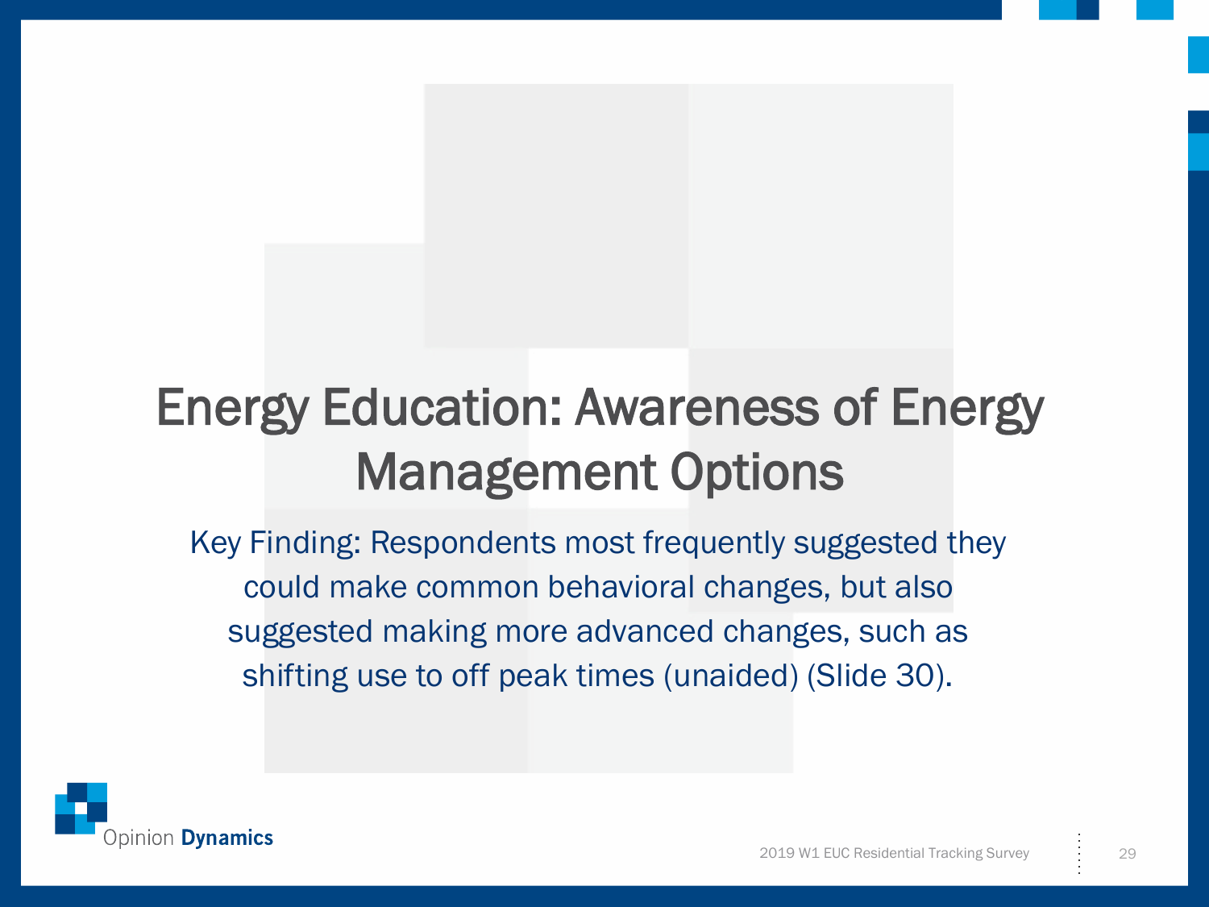# Energy Education: Awareness of Energy Management Options

Key Finding: Respondents most frequently suggested they could make common behavioral changes, but also suggested making more advanced changes, such as shifting use to off peak times (unaided) (Slide 30).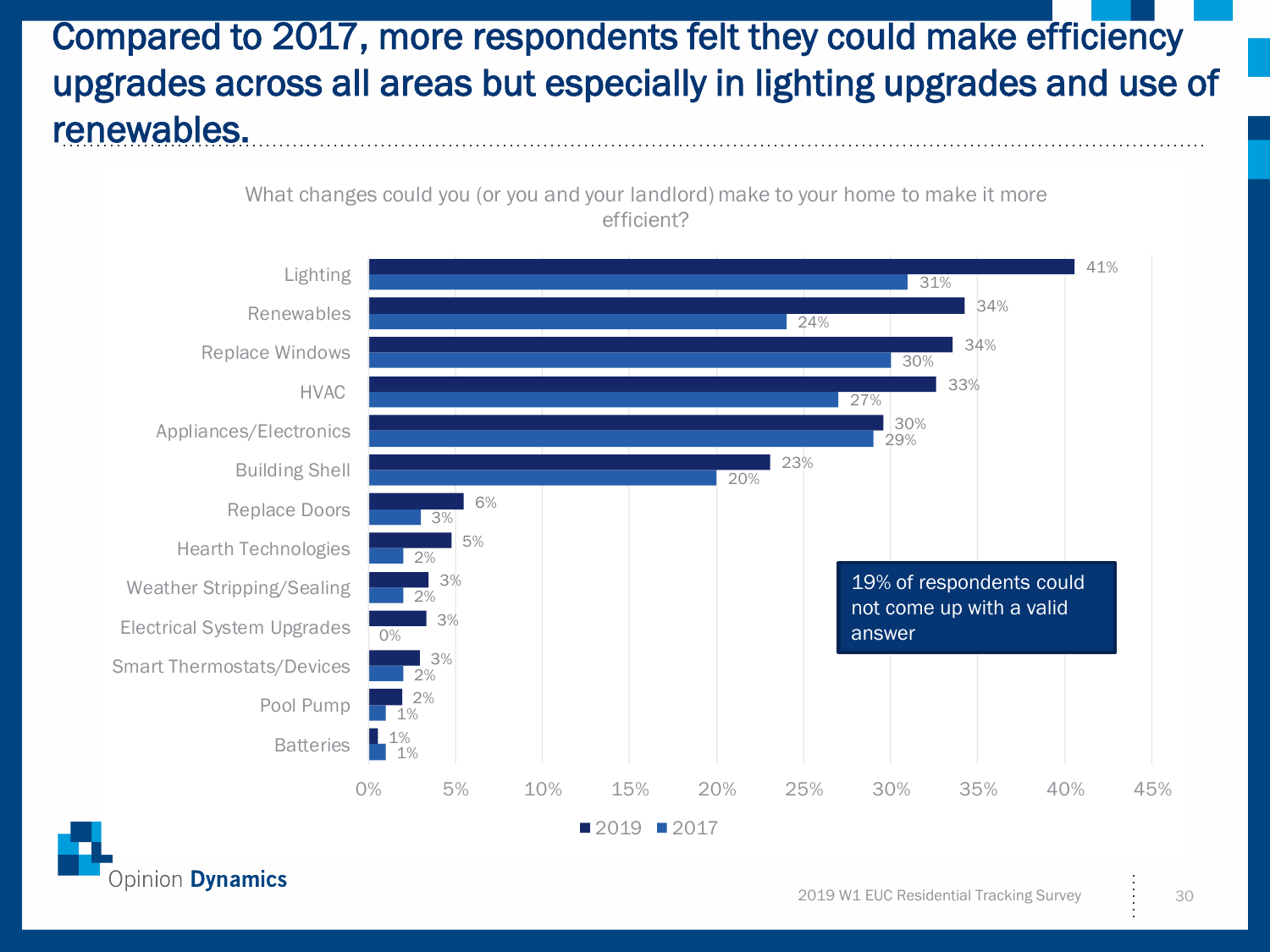# Compared to 2017, more respondents felt they could make efficiency upgrades across all areas but especially in lighting upgrades and use of renewables.

What changes could you (or you and your landlord) make to your home to make it more efficient?

| Change | 2019 | 2017 |
| --- | --- | --- |
| Lighting | 41% | 31% |
| Renewables | 34% | 24% |
| Replace Windows | 34% | 30% |
| HVAC | 33% | 27% |
| Appliances/Electronics | 30% | 29% |
| Building Shell | 23% | 20% |
| Replace Doors | 6% | 3% |
| Hearth Technologies | 5% | 2% |
| Weather Stripping/Sealing | 3% | 2% |
| Electrical System Upgrades | 3% | 0% |
| Smart Thermostats/Devices | 3% | 2% |
| Pool Pump | 2% | 1% |
| Batteries | 1% | 1% |

19% of respondents could not come up with a valid answer

Opinion Dynamics

2019 W1 EUC Residential Tracking Survey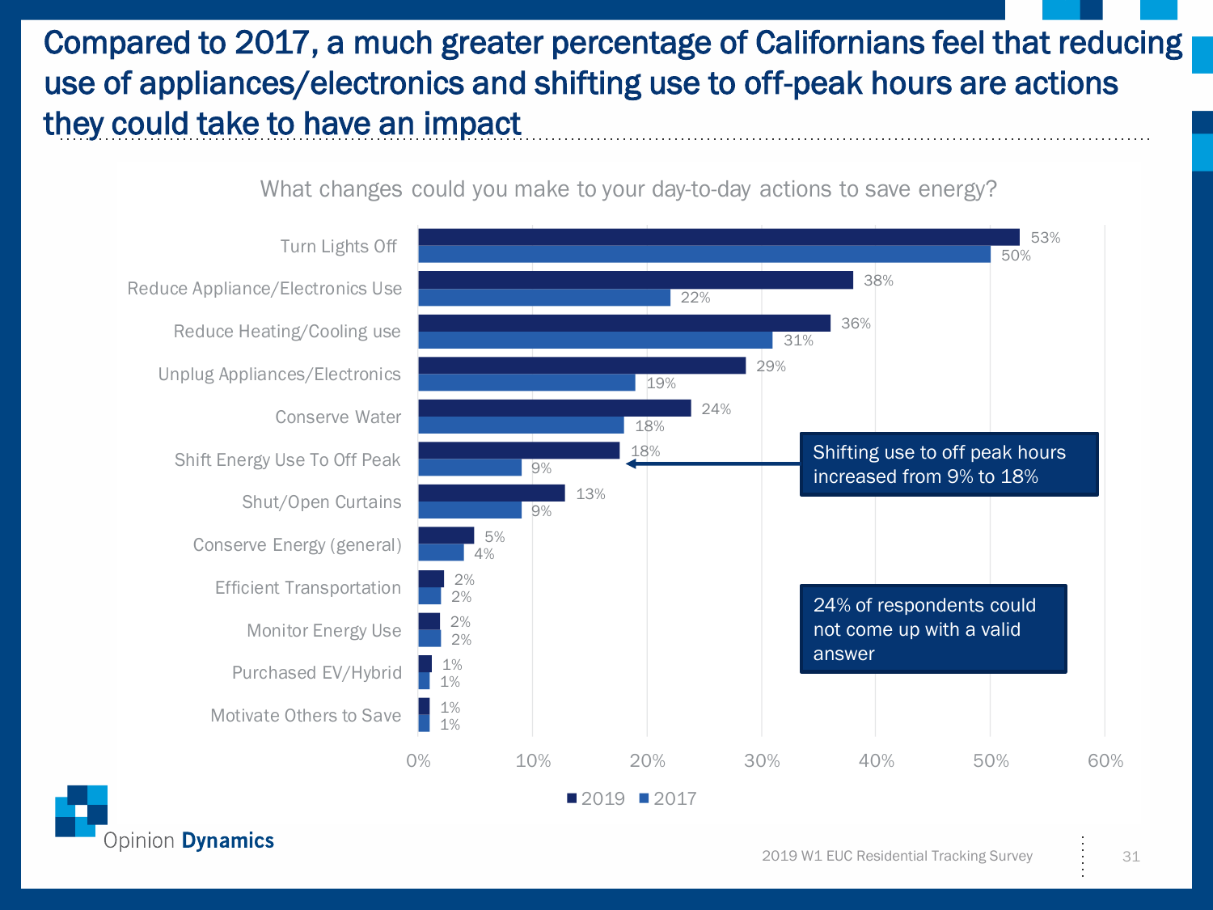# Compared to 2017, a much greater percentage of Californians feel that reducing use of appliances/electronics and shifting use to off-peak hours are actions they could take to have an impact

**What changes could you make to your day-to-day actions to save energy?**

| Action | 2019 | 2017 |
|---|---|---|
| Turn Lights Off | 53% | 50% |
| Reduce Appliance/Electronics Use | 38% | 22% |
| Reduce Heating/Cooling use | 36% | 31% |
| Unplug Appliances/Electronics | 29% | 19% |
| Conserve Water | 24% | 18% |
| Shift Energy Use To Off Peak | 18% | 9% |
| Shut/Open Curtains | 13% | 9% |
| Conserve Energy (general) | 5% | 4% |
| Efficient Transportation | 2% | 2% |
| Monitor Energy Use | 2% | 2% |
| Purchased EV/Hybrid | 1% | 1% |
| Motivate Others to Save | 1% | 1% |

Shifting use to off peak hours increased from 9% to 18%

24% of respondents could not come up with a valid answer

Opinion Dynamics

2019 W1 EUC Residential Tracking Survey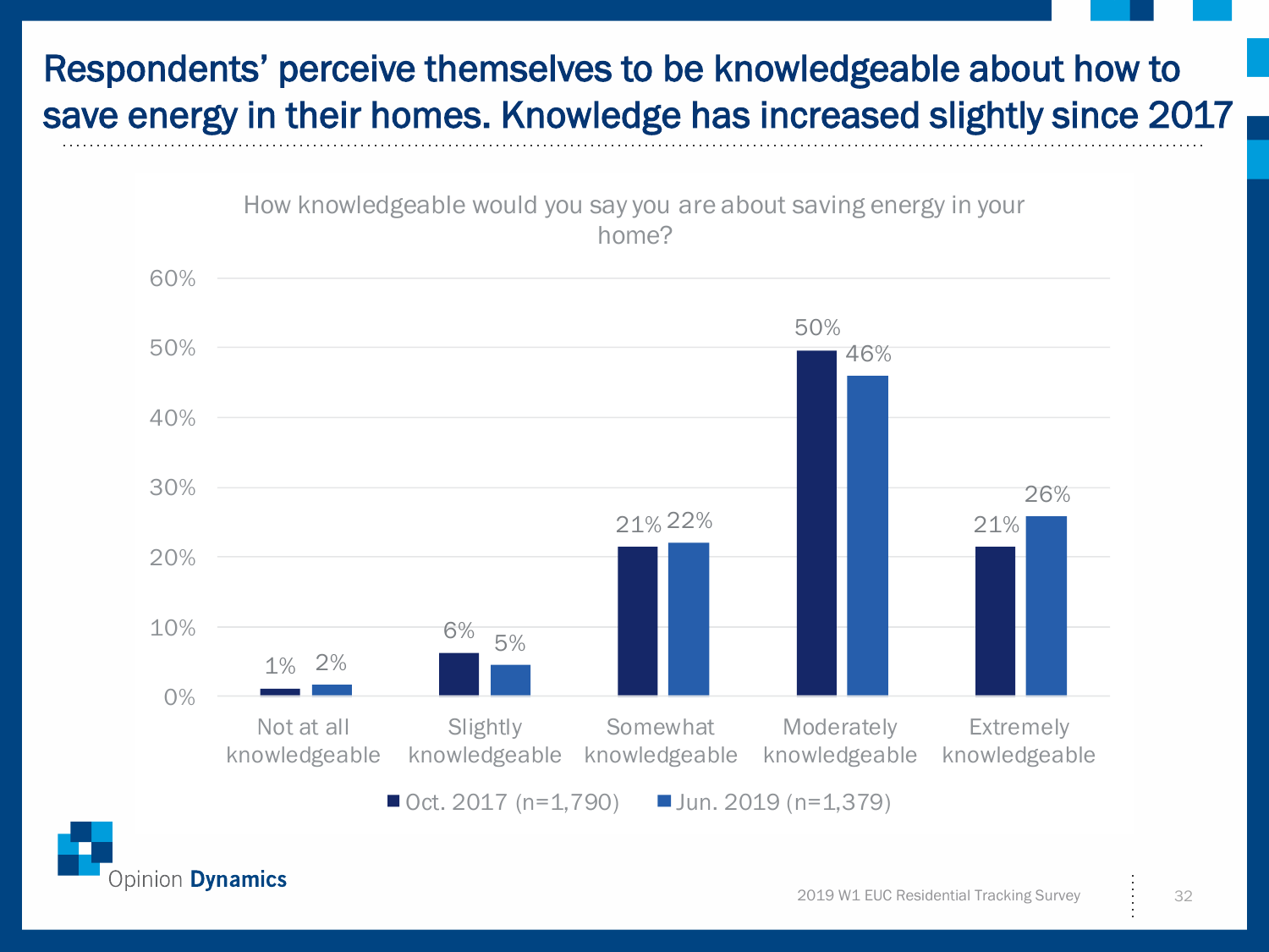# Respondents' perceive themselves to be knowledgeable about how to save energy in their homes. Knowledge has increased slightly since 2017

How knowledgeable would you say you are about saving energy in your home?

| Response | Oct. 2017 (n=1,790) | Jun. 2019 (n=1,379) |
| --- | --- | --- |
| Not at all knowledgeable | 1% | 2% |
| Slightly knowledgeable | 6% | 5% |
| Somewhat knowledgeable | 21% | 22% |
| Moderately knowledgeable | 50% | 46% |
| Extremely knowledgeable | 21% | 26% |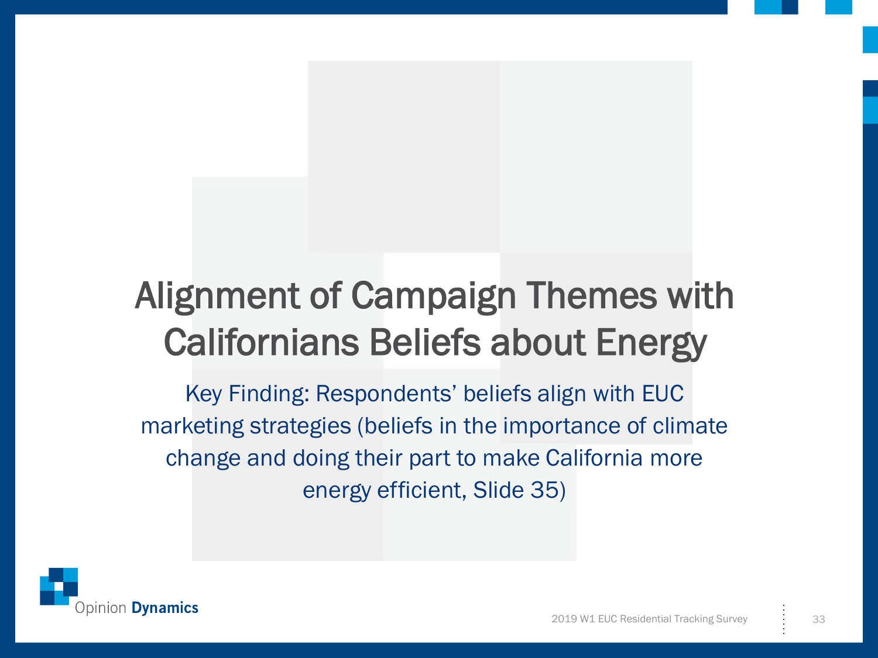# Alignment of Campaign Themes with Californians Beliefs about Energy

Key Finding: Respondents' beliefs align with EUC marketing strategies (beliefs in the importance of climate change and doing their part to make California more energy efficient, Slide 35)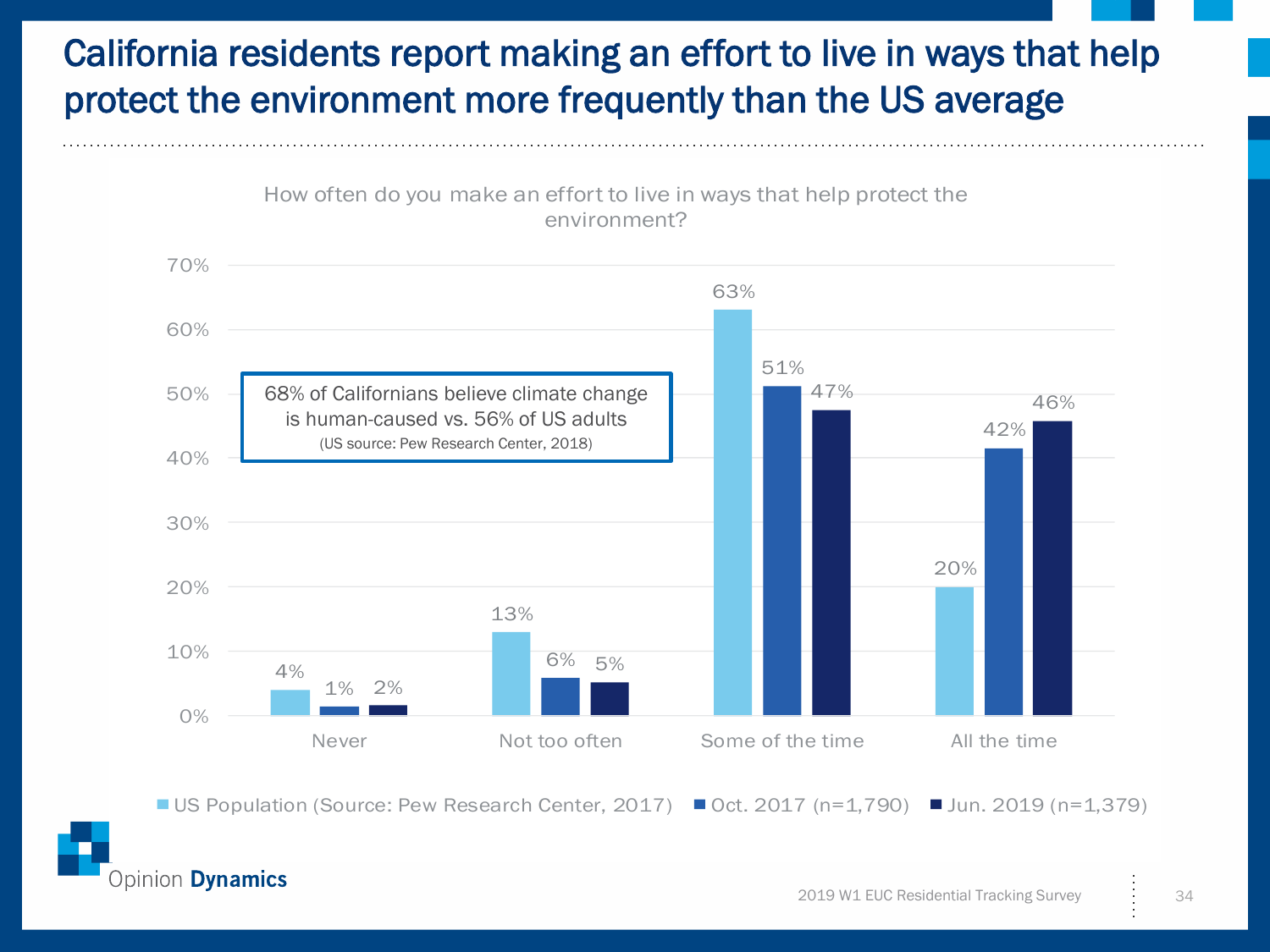# California residents report making an effort to live in ways that help protect the environment more frequently than the US average

How often do you make an effort to live in ways that help protect the environment?

| | US Population (Source: Pew Research Center, 2017) | Oct. 2017 (n=1,790) | Jun. 2019 (n=1,379) |
|---|---|---|---|
| Never | 4% | 1% | 2% |
| Not too often | 13% | 6% | 5% |
| Some of the time | 63% | 51% | 47% |
| All the time | 20% | 42% | 46% |

68% of Californians believe climate change is human-caused vs. 56% of US adults
(US source: Pew Research Center, 2018)

Opinion Dynamics

2019 W1 EUC Residential Tracking Survey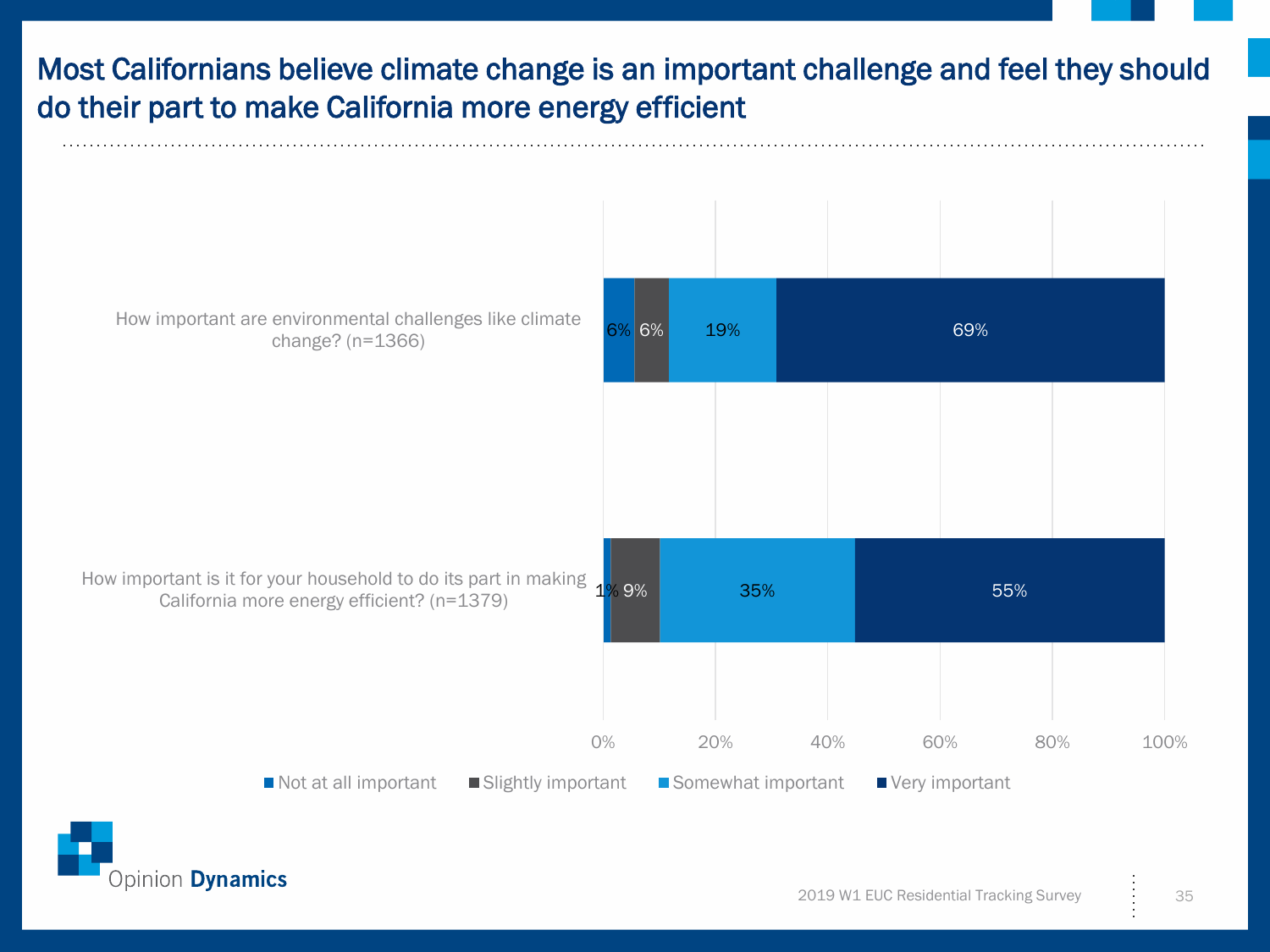# Most Californians believe climate change is an important challenge and feel they should do their part to make California more energy efficient

| | Not at all important | Slightly important | Somewhat important | Very important |
|---|---|---|---|---|
| How important are environmental challenges like climate change? (n=1366) | 6% | 6% | 19% | 69% |
| How important is it for your household to do its part in making California more energy efficient? (n=1379) | 1% | 9% | 35% | 55% |

2019 W1 EUC Residential Tracking Survey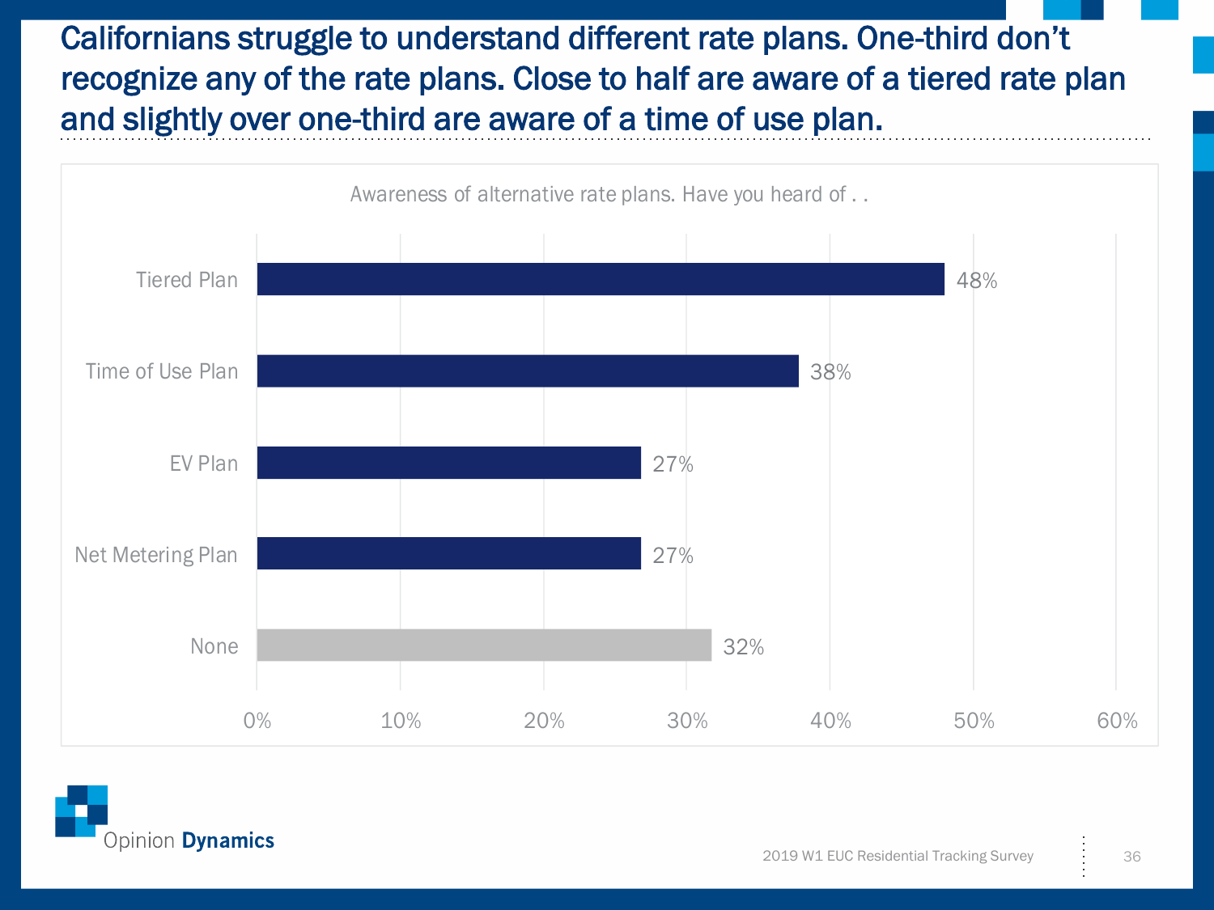# Californians struggle to understand different rate plans. One-third don't recognize any of the rate plans. Close to half are aware of a tiered rate plan and slightly over one-third are aware of a time of use plan.

Awareness of alternative rate plans. Have you heard of . .

| Rate Plan | Percent |
|---|---|
| Tiered Plan | 48% |
| Time of Use Plan | 38% |
| EV Plan | 27% |
| Net Metering Plan | 27% |
| None | 32% |

2019 W1 EUC Residential Tracking Survey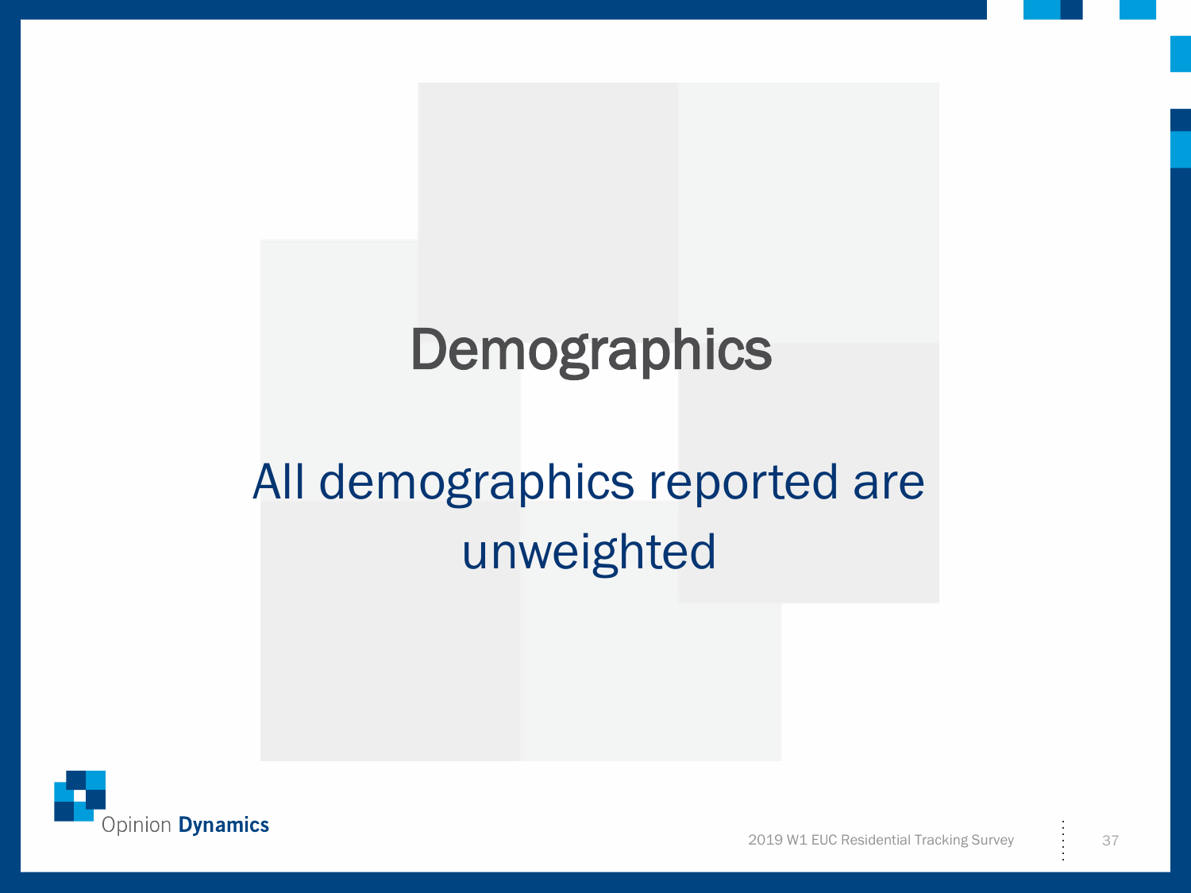# Demographics

All demographics reported are unweighted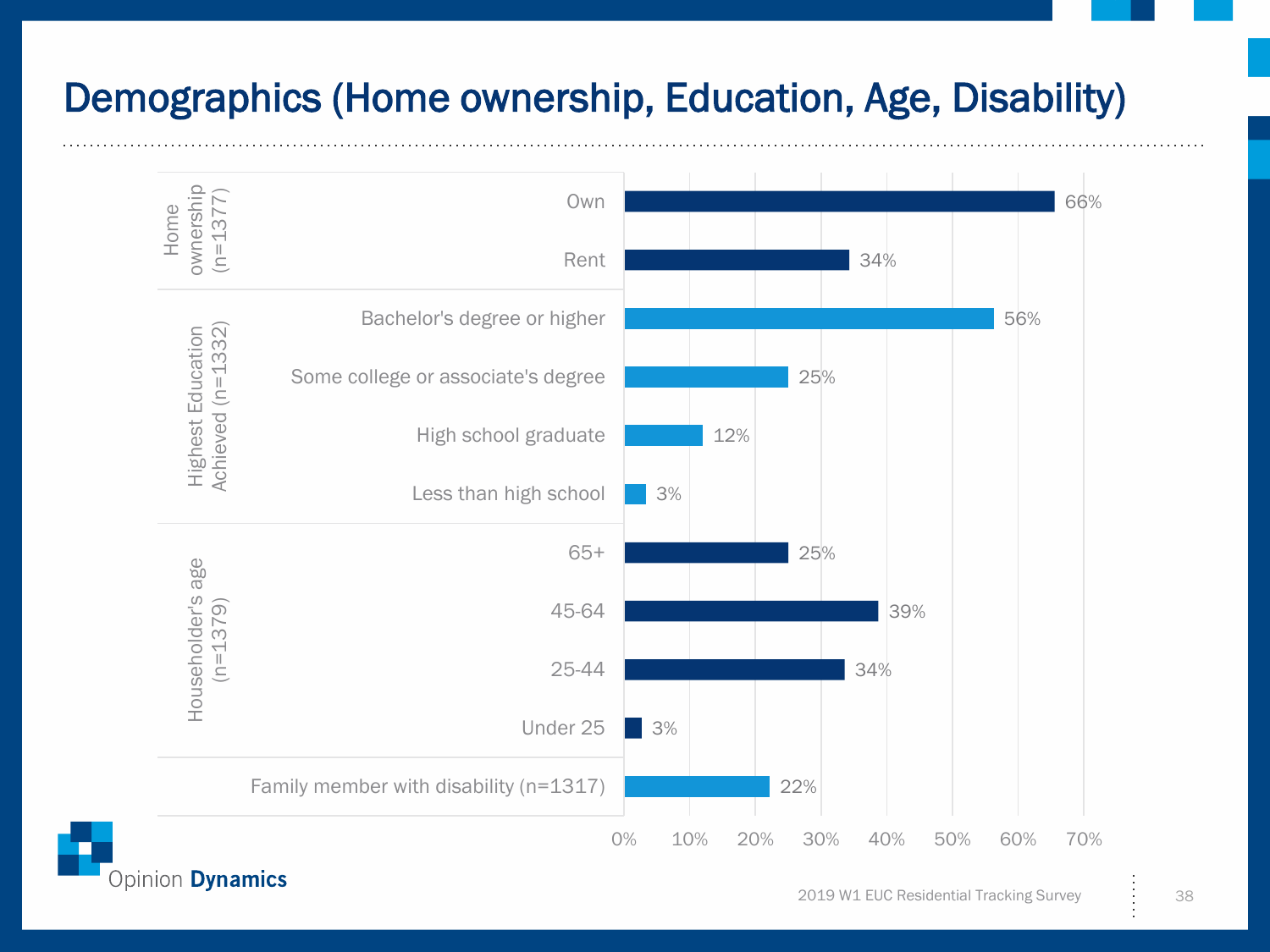# Demographics (Home ownership, Education, Age, Disability)

| Category | Response | Percent |
|---|---|---|
| Home ownership (n=1377) | Own | 66% |
| | Rent | 34% |
| Highest Education Achieved (n=1332) | Bachelor's degree or higher | 56% |
| | Some college or associate's degree | 25% |
| | High school graduate | 12% |
| | Less than high school | 3% |
| Householder's age (n=1379) | 65+ | 25% |
| | 45-64 | 39% |
| | 25-44 | 34% |
| | Under 25 | 3% |
| Family member with disability (n=1317) | | 22% |

2019 W1 EUC Residential Tracking Survey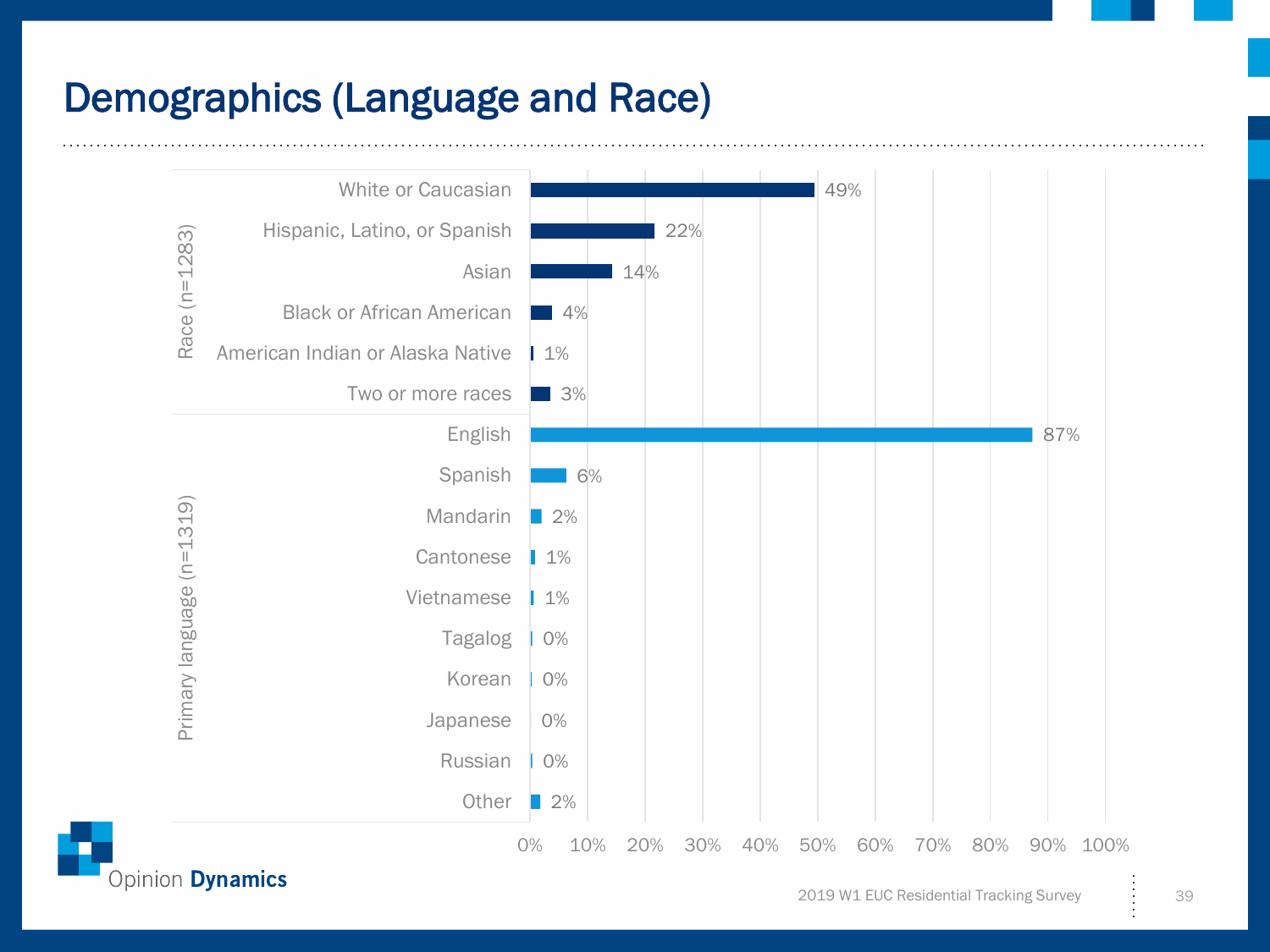# Demographics (Language and Race)

| Category | Response | Percent |
|---|---|---|
| Race (n=1283) | White or Caucasian | 49% |
| | Hispanic, Latino, or Spanish | 22% |
| | Asian | 14% |
| | Black or African American | 4% |
| | American Indian or Alaska Native | 1% |
| | Two or more races | 3% |
| Primary language (n=1319) | English | 87% |
| | Spanish | 6% |
| | Mandarin | 2% |
| | Cantonese | 1% |
| | Vietnamese | 1% |
| | Tagalog | 0% |
| | Korean | 0% |
| | Japanese | 0% |
| | Russian | 0% |
| | Other | 2% |

Opinion Dynamics

2019 W1 EUC Residential Tracking Survey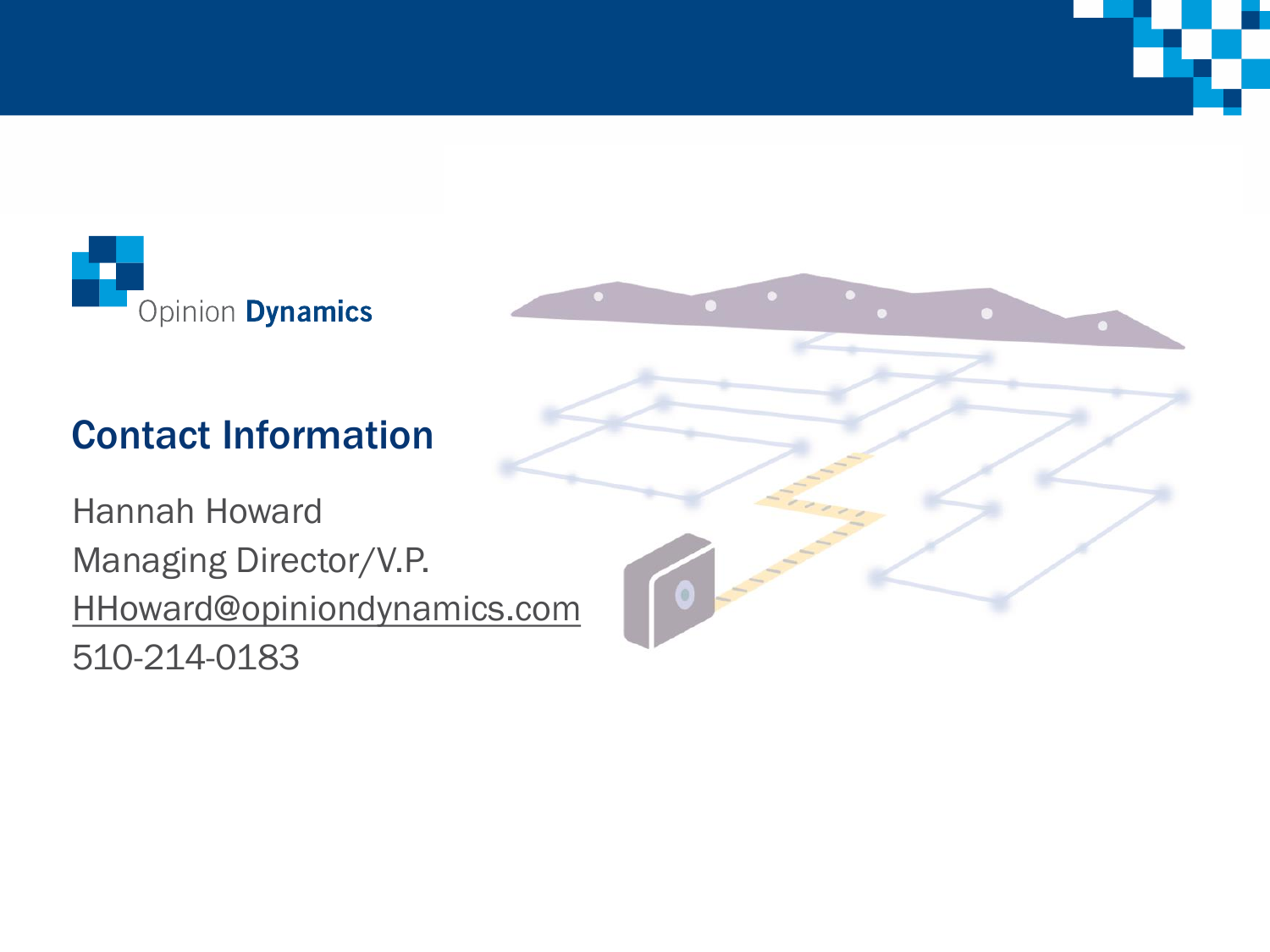Opinion **Dynamics**

## Contact Information

Hannah Howard
Managing Director/V.P.
HHoward@opiniondynamics.com
510-214-0183